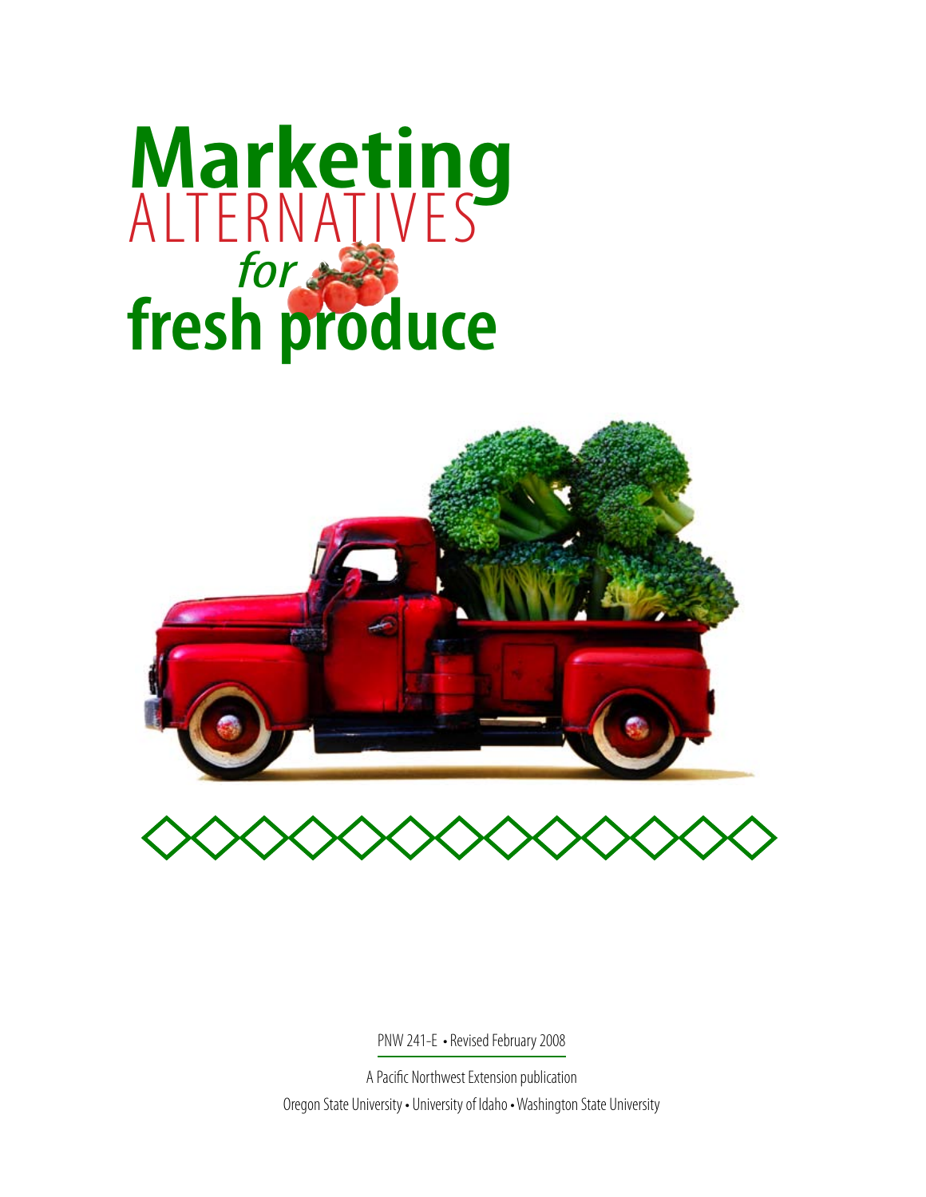# Marketing ALTERNATIVES *for* fresh produce

PNW 241-E • Revised February 2008

A Pacific Northwest Extension publication

Oregon State University • University of Idaho • Washington State University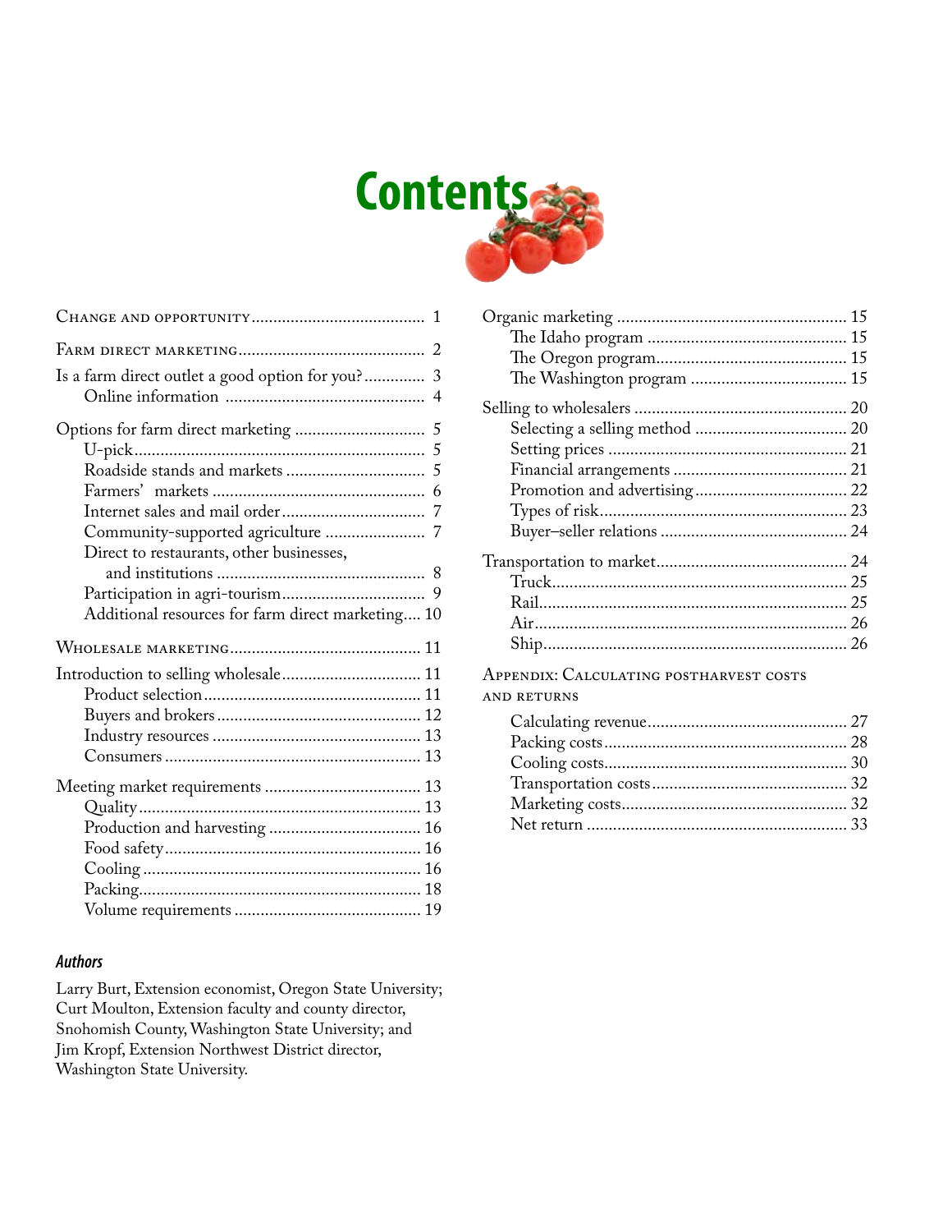# Contents

| | |
|---|---|
| **Change and opportunity** | 1 |
| **Farm direct marketing** | 2 |
| Is a farm direct outlet a good option for you? | 3 |
| Online information | 4 |
| Options for farm direct marketing | 5 |
| U-pick | 5 |
| Roadside stands and markets | 5 |
| Farmers' markets | 6 |
| Internet sales and mail order | 7 |
| Community-supported agriculture | 7 |
| Direct to restaurants, other businesses, and institutions | 8 |
| Participation in agri-tourism | 9 |
| Additional resources for farm direct marketing | 10 |
| **Wholesale marketing** | 11 |
| Introduction to selling wholesale | 11 |
| Product selection | 11 |
| Buyers and brokers | 12 |
| Industry resources | 13 |
| Consumers | 13 |
| Meeting market requirements | 13 |
| Quality | 13 |
| Production and harvesting | 16 |
| Food safety | 16 |
| Cooling | 16 |
| Packing | 18 |
| Volume requirements | 19 |
| Organic marketing | 15 |
| The Idaho program | 15 |
| The Oregon program | 15 |
| The Washington program | 15 |
| Selling to wholesalers | 20 |
| Selecting a selling method | 20 |
| Setting prices | 21 |
| Financial arrangements | 21 |
| Promotion and advertising | 22 |
| Types of risk | 23 |
| Buyer–seller relations | 24 |
| Transportation to market | 24 |
| Truck | 25 |
| Rail | 25 |
| Air | 26 |
| Ship | 26 |
| **Appendix: Calculating postharvest costs and returns** | |
| Calculating revenue | 27 |
| Packing costs | 28 |
| Cooling costs | 30 |
| Transportation costs | 32 |
| Marketing costs | 32 |
| Net return | 33 |

### *Authors*

Larry Burt, Extension economist, Oregon State University; Curt Moulton, Extension faculty and county director, Snohomish County, Washington State University; and Jim Kropf, Extension Northwest District director, Washington State University.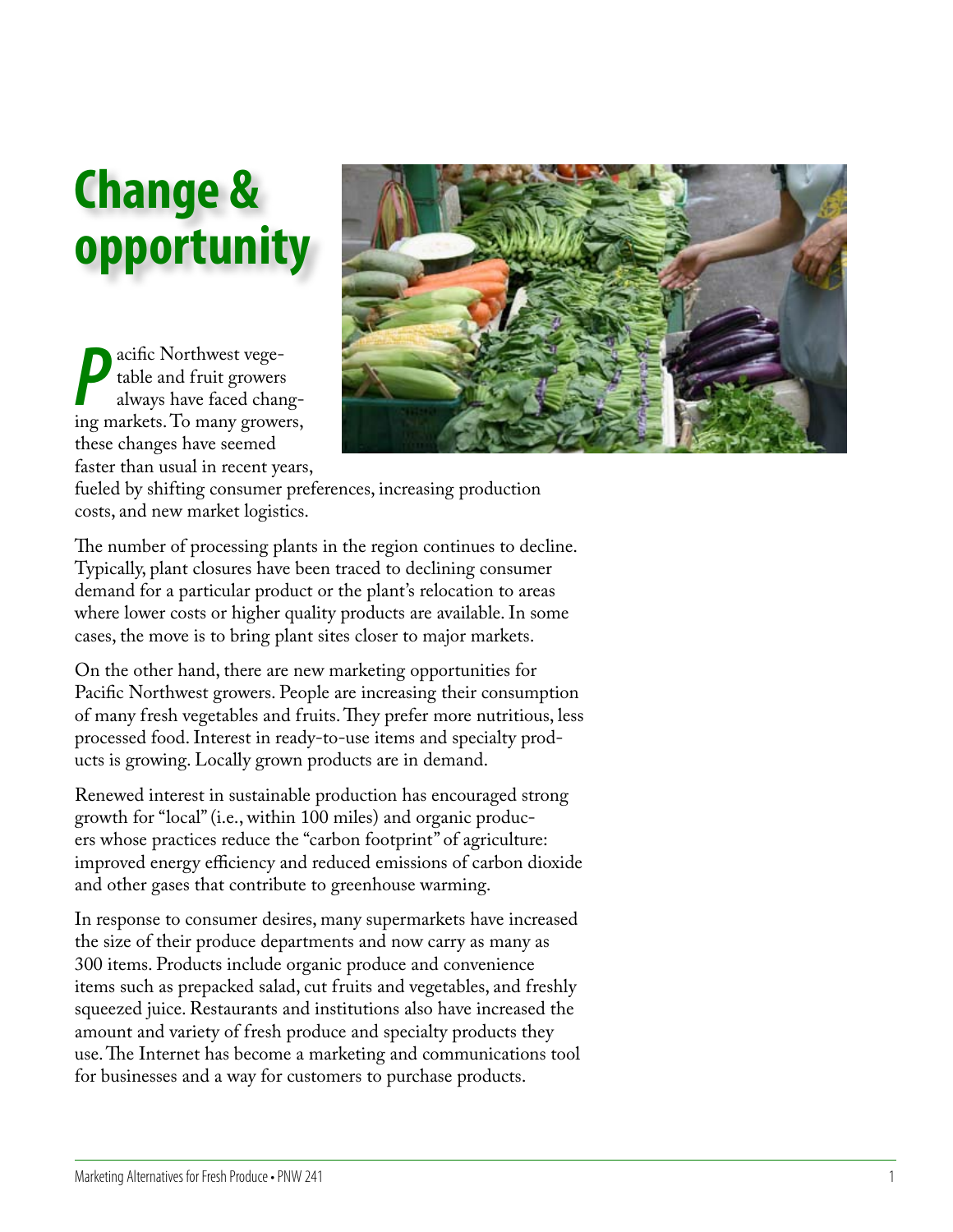# Change & opportunity

Pacific Northwest vegetable and fruit growers always have faced changing markets. To many growers, these changes have seemed faster than usual in recent years, fueled by shifting consumer preferences, increasing production costs, and new market logistics.

The number of processing plants in the region continues to decline. Typically, plant closures have been traced to declining consumer demand for a particular product or the plant's relocation to areas where lower costs or higher quality products are available. In some cases, the move is to bring plant sites closer to major markets.

On the other hand, there are new marketing opportunities for Pacific Northwest growers. People are increasing their consumption of many fresh vegetables and fruits. They prefer more nutritious, less processed food. Interest in ready-to-use items and specialty products is growing. Locally grown products are in demand.

Renewed interest in sustainable production has encouraged strong growth for "local" (i.e., within 100 miles) and organic producers whose practices reduce the "carbon footprint" of agriculture: improved energy efficiency and reduced emissions of carbon dioxide and other gases that contribute to greenhouse warming.

In response to consumer desires, many supermarkets have increased the size of their produce departments and now carry as many as 300 items. Products include organic produce and convenience items such as prepacked salad, cut fruits and vegetables, and freshly squeezed juice. Restaurants and institutions also have increased the amount and variety of fresh produce and specialty products they use. The Internet has become a marketing and communications tool for businesses and a way for customers to purchase products.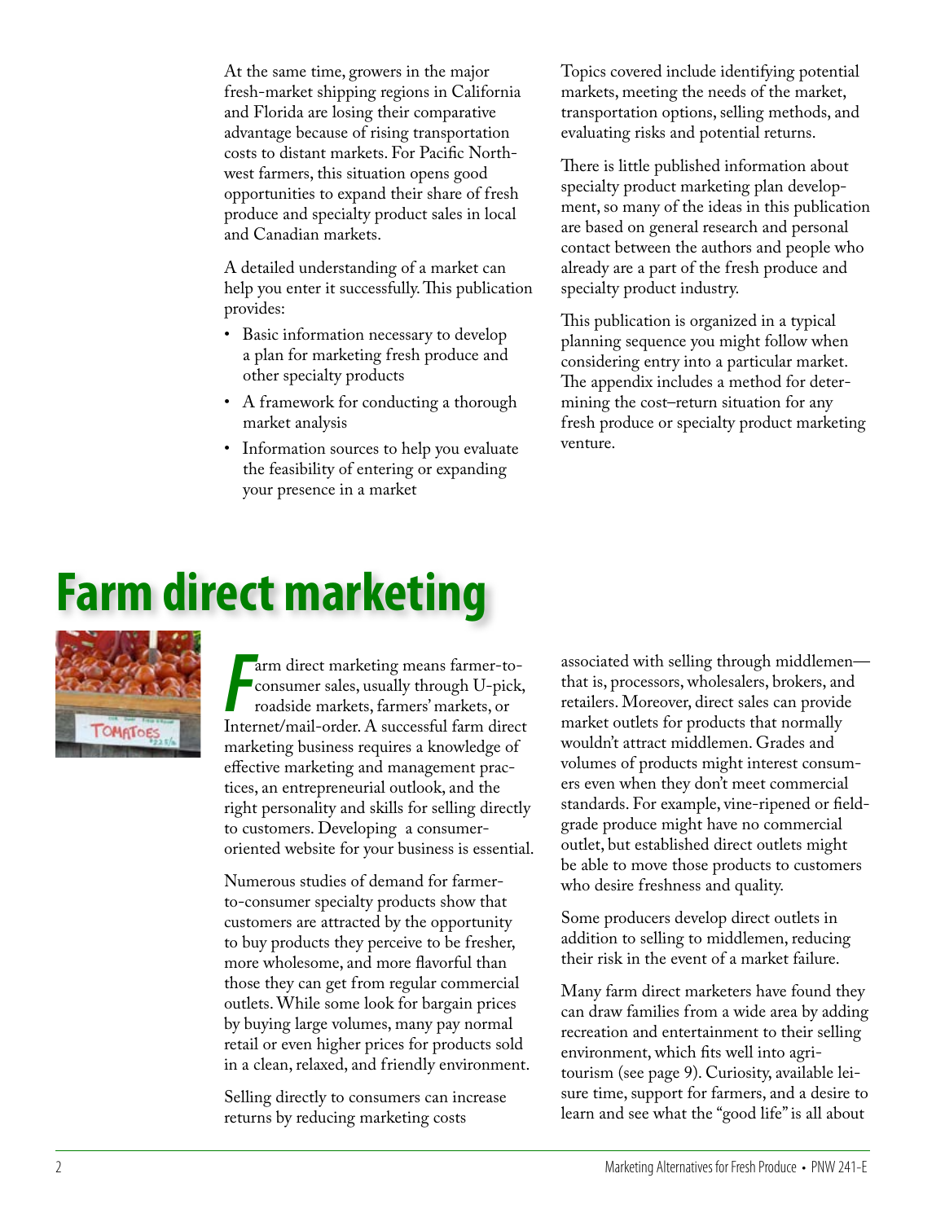At the same time, growers in the major fresh-market shipping regions in California and Florida are losing their comparative advantage because of rising transportation costs to distant markets. For Pacific Northwest farmers, this situation opens good opportunities to expand their share of fresh produce and specialty product sales in local and Canadian markets.

A detailed understanding of a market can help you enter it successfully. This publication provides:

- Basic information necessary to develop a plan for marketing fresh produce and other specialty products
- A framework for conducting a thorough market analysis
- Information sources to help you evaluate the feasibility of entering or expanding your presence in a market

Topics covered include identifying potential markets, meeting the needs of the market, transportation options, selling methods, and evaluating risks and potential returns.

There is little published information about specialty product marketing plan development, so many of the ideas in this publication are based on general research and personal contact between the authors and people who already are a part of the fresh produce and specialty product industry.

This publication is organized in a typical planning sequence you might follow when considering entry into a particular market. The appendix includes a method for determining the cost–return situation for any fresh produce or specialty product marketing venture.

# Farm direct marketing

Farm direct marketing means farmer-to-consumer sales, usually through U-pick, roadside markets, farmers' markets, or Internet/mail-order. A successful farm direct marketing business requires a knowledge of effective marketing and management practices, an entrepreneurial outlook, and the right personality and skills for selling directly to customers. Developing a consumer-oriented website for your business is essential.

Numerous studies of demand for farmer-to-consumer specialty products show that customers are attracted by the opportunity to buy products they perceive to be fresher, more wholesome, and more flavorful than those they can get from regular commercial outlets. While some look for bargain prices by buying large volumes, many pay normal retail or even higher prices for products sold in a clean, relaxed, and friendly environment.

Selling directly to consumers can increase returns by reducing marketing costs associated with selling through middlemen—that is, processors, wholesalers, brokers, and retailers. Moreover, direct sales can provide market outlets for products that normally wouldn't attract middlemen. Grades and volumes of products might interest consumers even when they don't meet commercial standards. For example, vine-ripened or field-grade produce might have no commercial outlet, but established direct outlets might be able to move those products to customers who desire freshness and quality.

Some producers develop direct outlets in addition to selling to middlemen, reducing their risk in the event of a market failure.

Many farm direct marketers have found they can draw families from a wide area by adding recreation and entertainment to their selling environment, which fits well into agritourism (see page 9). Curiosity, available leisure time, support for farmers, and a desire to learn and see what the "good life" is all about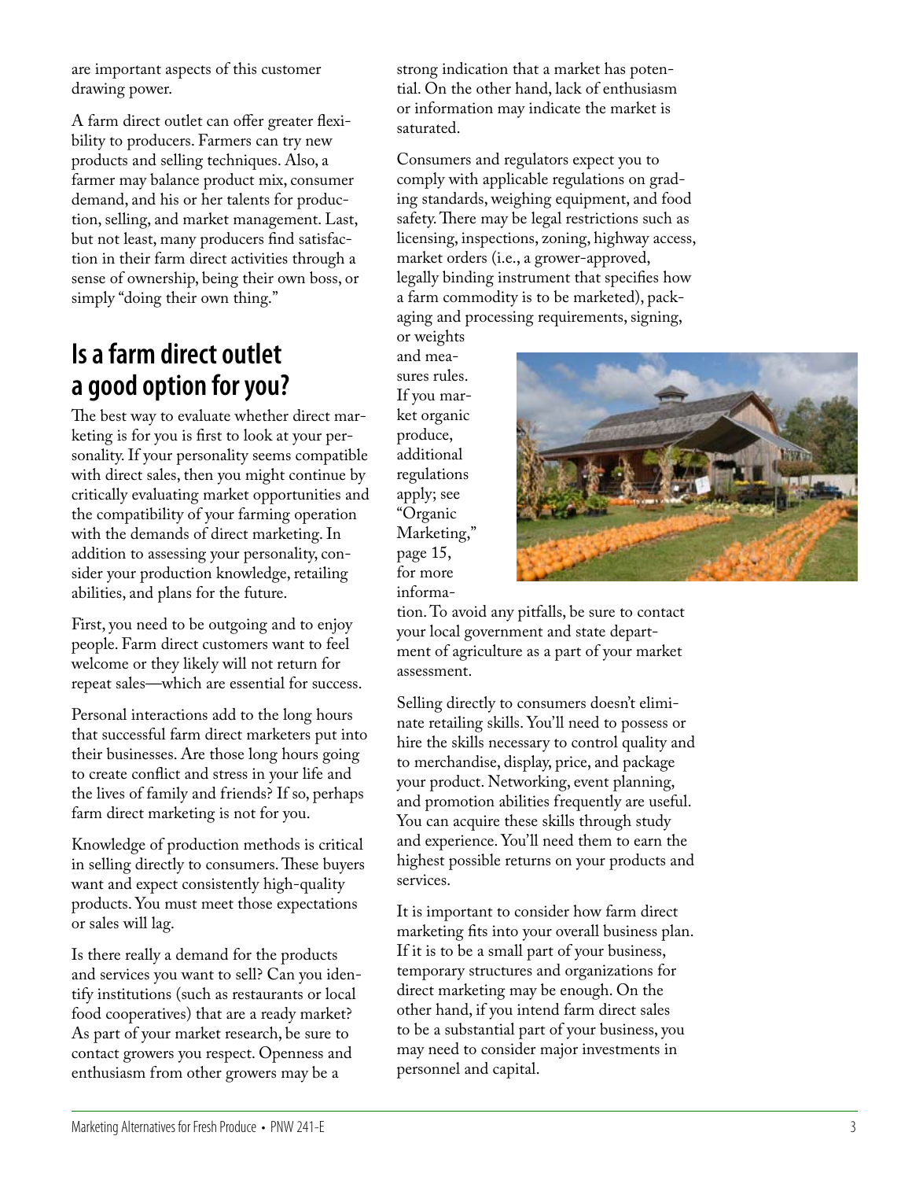are important aspects of this customer drawing power.

A farm direct outlet can offer greater flexibility to producers. Farmers can try new products and selling techniques. Also, a farmer may balance product mix, consumer demand, and his or her talents for production, selling, and market management. Last, but not least, many producers find satisfaction in their farm direct activities through a sense of ownership, being their own boss, or simply "doing their own thing."

## Is a farm direct outlet a good option for you?

The best way to evaluate whether direct marketing is for you is first to look at your personality. If your personality seems compatible with direct sales, then you might continue by critically evaluating market opportunities and the compatibility of your farming operation with the demands of direct marketing. In addition to assessing your personality, consider your production knowledge, retailing abilities, and plans for the future.

First, you need to be outgoing and to enjoy people. Farm direct customers want to feel welcome or they likely will not return for repeat sales—which are essential for success.

Personal interactions add to the long hours that successful farm direct marketers put into their businesses. Are those long hours going to create conflict and stress in your life and the lives of family and friends? If so, perhaps farm direct marketing is not for you.

Knowledge of production methods is critical in selling directly to consumers. These buyers want and expect consistently high-quality products. You must meet those expectations or sales will lag.

Is there really a demand for the products and services you want to sell? Can you identify institutions (such as restaurants or local food cooperatives) that are a ready market? As part of your market research, be sure to contact growers you respect. Openness and enthusiasm from other growers may be a strong indication that a market has potential. On the other hand, lack of enthusiasm or information may indicate the market is saturated.

Consumers and regulators expect you to comply with applicable regulations on grading standards, weighing equipment, and food safety. There may be legal restrictions such as licensing, inspections, zoning, highway access, market orders (i.e., a grower-approved, legally binding instrument that specifies how a farm commodity is to be marketed), packaging and processing requirements, signing, or weights and measures rules. If you market organic produce, additional regulations apply; see "Organic Marketing," page 15, for more information. To avoid any pitfalls, be sure to contact your local government and state department of agriculture as a part of your market assessment.

Selling directly to consumers doesn't eliminate retailing skills. You'll need to possess or hire the skills necessary to control quality and to merchandise, display, price, and package your product. Networking, event planning, and promotion abilities frequently are useful. You can acquire these skills through study and experience. You'll need them to earn the highest possible returns on your products and services.

It is important to consider how farm direct marketing fits into your overall business plan. If it is to be a small part of your business, temporary structures and organizations for direct marketing may be enough. On the other hand, if you intend farm direct sales to be a substantial part of your business, you may need to consider major investments in personnel and capital.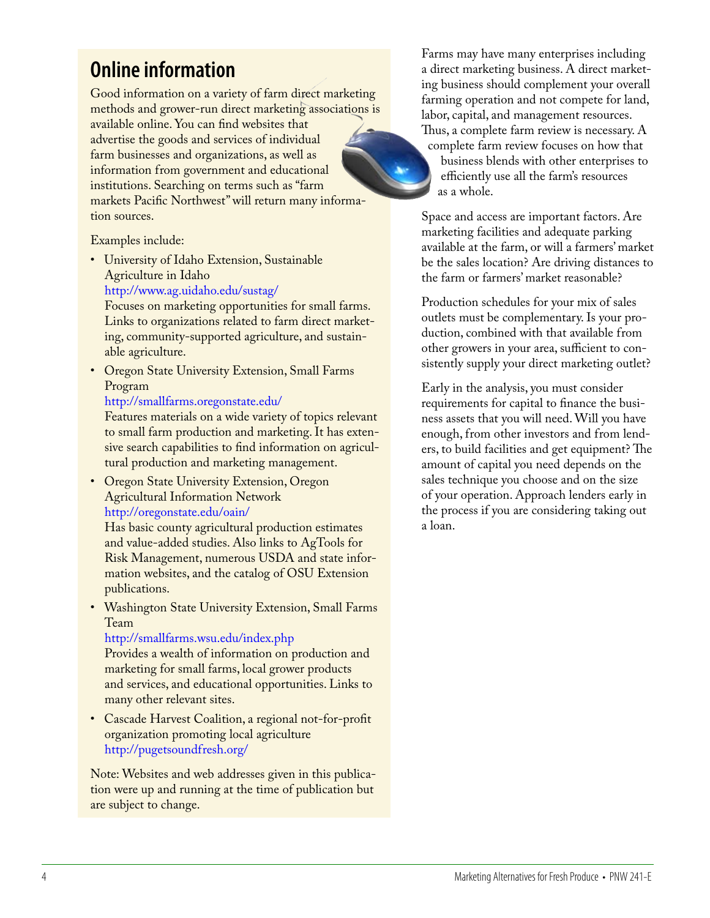## Online information

Good information on a variety of farm direct marketing methods and grower-run direct marketing associations is available online. You can find websites that advertise the goods and services of individual farm businesses and organizations, as well as information from government and educational institutions. Searching on terms such as "farm markets Pacific Northwest" will return many information sources.

Examples include:

- University of Idaho Extension, Sustainable Agriculture in Idaho
  http://www.ag.uidaho.edu/sustag/
  Focuses on marketing opportunities for small farms. Links to organizations related to farm direct marketing, community-supported agriculture, and sustainable agriculture.
- Oregon State University Extension, Small Farms Program
  http://smallfarms.oregonstate.edu/
  Features materials on a wide variety of topics relevant to small farm production and marketing. It has extensive search capabilities to find information on agricultural production and marketing management.
- Oregon State University Extension, Oregon Agricultural Information Network
  http://oregonstate.edu/oain/
  Has basic county agricultural production estimates and value-added studies. Also links to AgTools for Risk Management, numerous USDA and state information websites, and the catalog of OSU Extension publications.
- Washington State University Extension, Small Farms Team
  http://smallfarms.wsu.edu/index.php
  Provides a wealth of information on production and marketing for small farms, local grower products and services, and educational opportunities. Links to many other relevant sites.
- Cascade Harvest Coalition, a regional not-for-profit organization promoting local agriculture
  http://pugetsoundfresh.org/

Note: Websites and web addresses given in this publication were up and running at the time of publication but are subject to change.

Farms may have many enterprises including a direct marketing business. A direct marketing business should complement your overall farming operation and not compete for land, labor, capital, and management resources. Thus, a complete farm review is necessary. A complete farm review focuses on how that business blends with other enterprises to efficiently use all the farm's resources as a whole.

Space and access are important factors. Are marketing facilities and adequate parking available at the farm, or will a farmers' market be the sales location? Are driving distances to the farm or farmers' market reasonable?

Production schedules for your mix of sales outlets must be complementary. Is your production, combined with that available from other growers in your area, sufficient to consistently supply your direct marketing outlet?

Early in the analysis, you must consider requirements for capital to finance the business assets that you will need. Will you have enough, from other investors and from lenders, to build facilities and get equipment? The amount of capital you need depends on the sales technique you choose and on the size of your operation. Approach lenders early in the process if you are considering taking out a loan.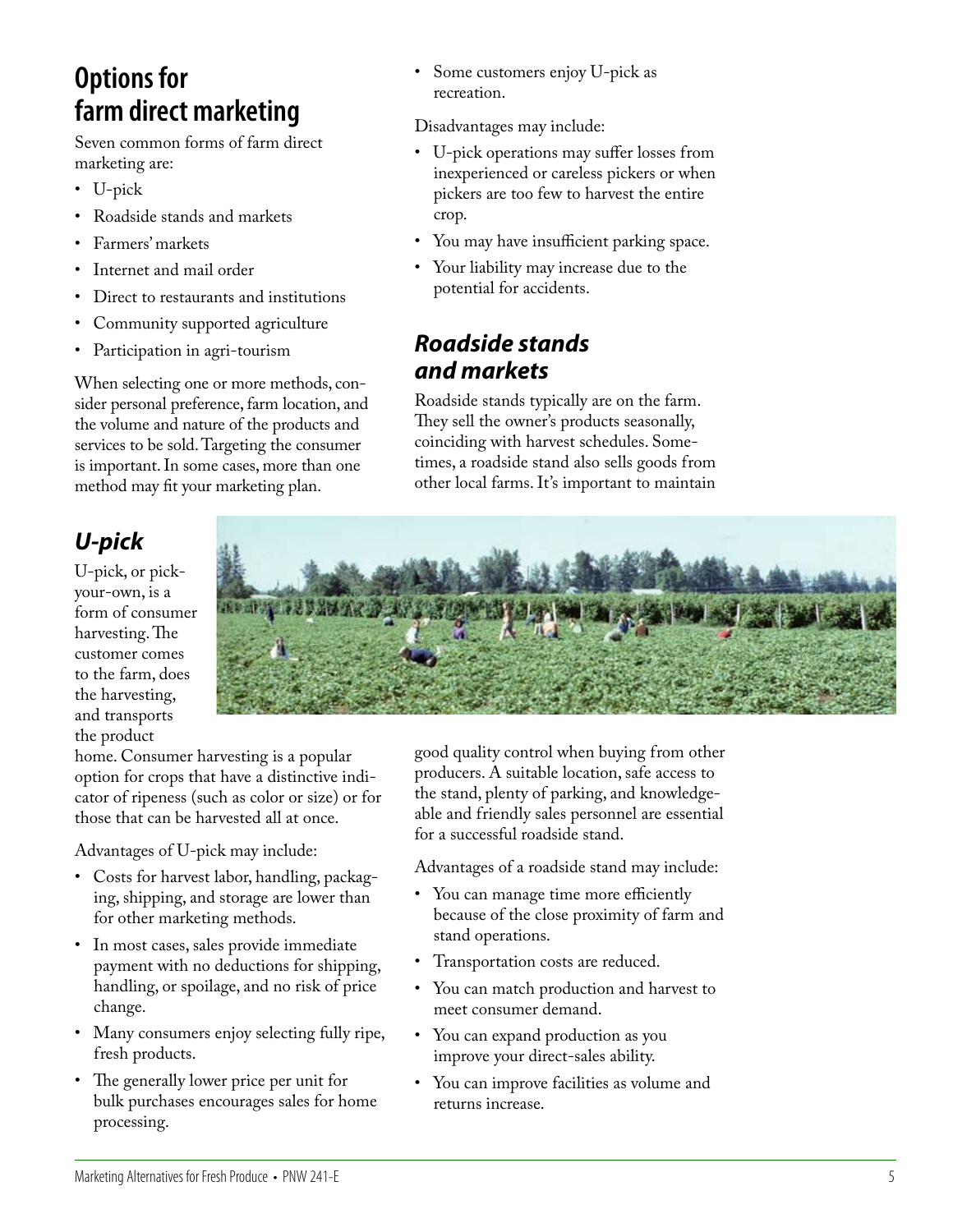## Options for farm direct marketing

Seven common forms of farm direct marketing are:

- U-pick
- Roadside stands and markets
- Farmers' markets
- Internet and mail order
- Direct to restaurants and institutions
- Community supported agriculture
- Participation in agri-tourism

When selecting one or more methods, consider personal preference, farm location, and the volume and nature of the products and services to be sold. Targeting the consumer is important. In some cases, more than one method may fit your marketing plan.

### *U-pick*

U-pick, or pick-your-own, is a form of consumer harvesting. The customer comes to the farm, does the harvesting, and transports the product home. Consumer harvesting is a popular option for crops that have a distinctive indicator of ripeness (such as color or size) or for those that can be harvested all at once.

Advantages of U-pick may include:

- Costs for harvest labor, handling, packaging, shipping, and storage are lower than for other marketing methods.
- In most cases, sales provide immediate payment with no deductions for shipping, handling, or spoilage, and no risk of price change.
- Many consumers enjoy selecting fully ripe, fresh products.
- The generally lower price per unit for bulk purchases encourages sales for home processing.
- Some customers enjoy U-pick as recreation.

Disadvantages may include:

- U-pick operations may suffer losses from inexperienced or careless pickers or when pickers are too few to harvest the entire crop.
- You may have insufficient parking space.
- Your liability may increase due to the potential for accidents.

### *Roadside stands and markets*

Roadside stands typically are on the farm. They sell the owner's products seasonally, coinciding with harvest schedules. Sometimes, a roadside stand also sells goods from other local farms. It's important to maintain good quality control when buying from other producers. A suitable location, safe access to the stand, plenty of parking, and knowledgeable and friendly sales personnel are essential for a successful roadside stand.

Advantages of a roadside stand may include:

- You can manage time more efficiently because of the close proximity of farm and stand operations.
- Transportation costs are reduced.
- You can match production and harvest to meet consumer demand.
- You can expand production as you improve your direct-sales ability.
- You can improve facilities as volume and returns increase.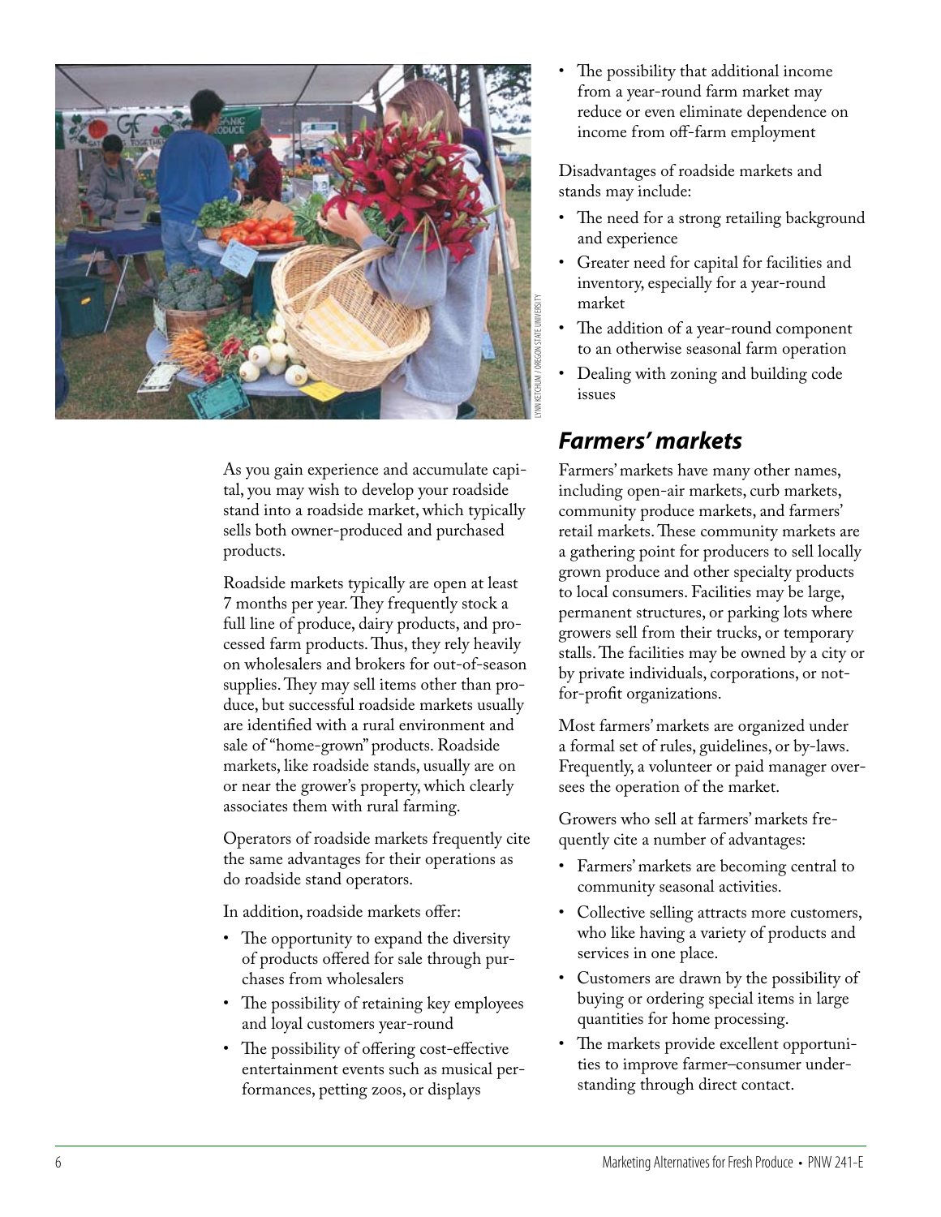As you gain experience and accumulate capital, you may wish to develop your roadside stand into a roadside market, which typically sells both owner-produced and purchased products.

Roadside markets typically are open at least 7 months per year. They frequently stock a full line of produce, dairy products, and processed farm products. Thus, they rely heavily on wholesalers and brokers for out-of-season supplies. They may sell items other than produce, but successful roadside markets usually are identified with a rural environment and sale of "home-grown" products. Roadside markets, like roadside stands, usually are on or near the grower's property, which clearly associates them with rural farming.

Operators of roadside markets frequently cite the same advantages for their operations as do roadside stand operators.

In addition, roadside markets offer:

- The opportunity to expand the diversity of products offered for sale through purchases from wholesalers
- The possibility of retaining key employees and loyal customers year-round
- The possibility of offering cost-effective entertainment events such as musical performances, petting zoos, or displays
- The possibility that additional income from a year-round farm market may reduce or even eliminate dependence on income from off-farm employment

Disadvantages of roadside markets and stands may include:

- The need for a strong retailing background and experience
- Greater need for capital for facilities and inventory, especially for a year-round market
- The addition of a year-round component to an otherwise seasonal farm operation
- Dealing with zoning and building code issues

## *Farmers' markets*

Farmers' markets have many other names, including open-air markets, curb markets, community produce markets, and farmers' retail markets. These community markets are a gathering point for producers to sell locally grown produce and other specialty products to local consumers. Facilities may be large, permanent structures, or parking lots where growers sell from their trucks, or temporary stalls. The facilities may be owned by a city or by private individuals, corporations, or not-for-profit organizations.

Most farmers' markets are organized under a formal set of rules, guidelines, or by-laws. Frequently, a volunteer or paid manager oversees the operation of the market.

Growers who sell at farmers' markets frequently cite a number of advantages:

- Farmers' markets are becoming central to community seasonal activities.
- Collective selling attracts more customers, who like having a variety of products and services in one place.
- Customers are drawn by the possibility of buying or ordering special items in large quantities for home processing.
- The markets provide excellent opportunities to improve farmer–consumer understanding through direct contact.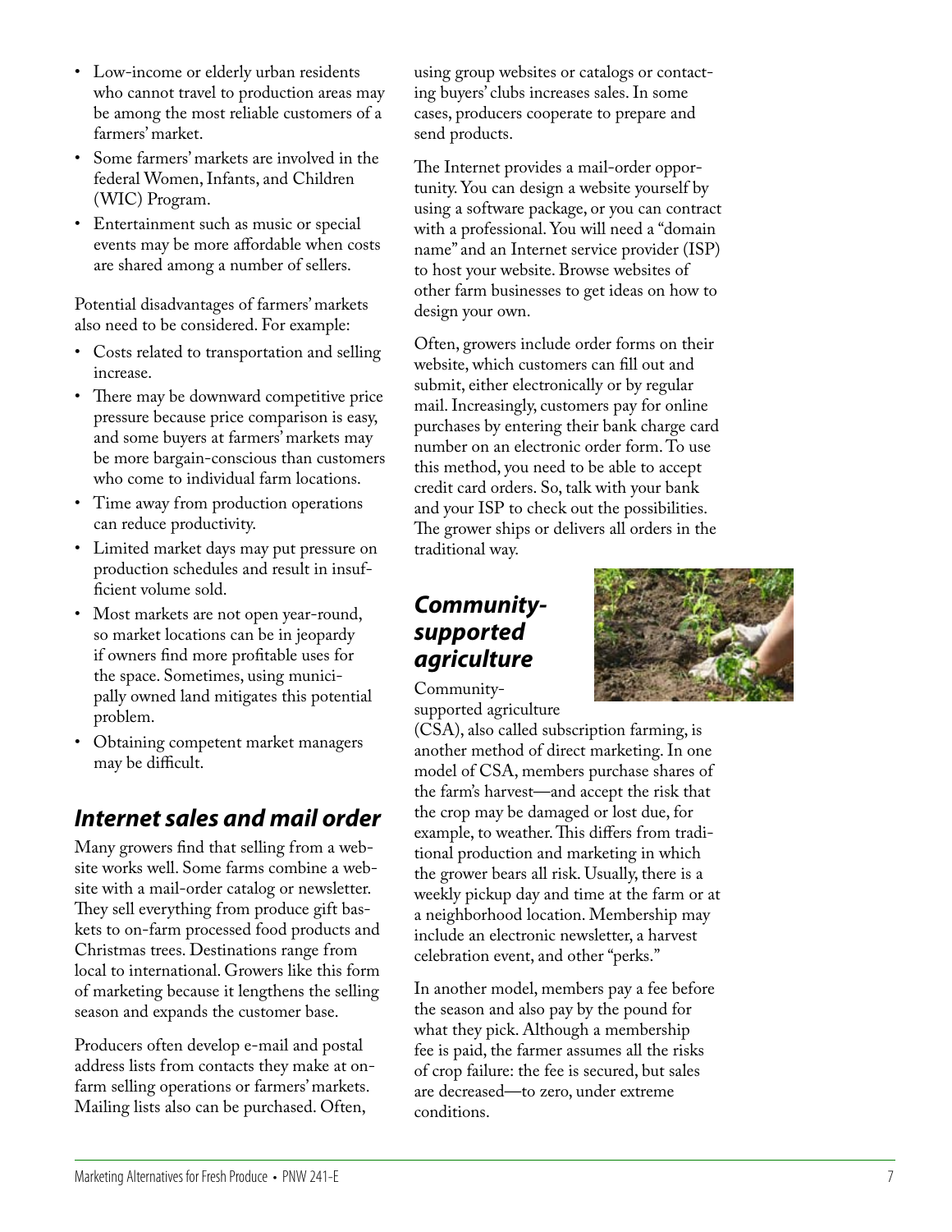- Low-income or elderly urban residents who cannot travel to production areas may be among the most reliable customers of a farmers' market.
- Some farmers' markets are involved in the federal Women, Infants, and Children (WIC) Program.
- Entertainment such as music or special events may be more affordable when costs are shared among a number of sellers.

Potential disadvantages of farmers' markets also need to be considered. For example:

- Costs related to transportation and selling increase.
- There may be downward competitive price pressure because price comparison is easy, and some buyers at farmers' markets may be more bargain-conscious than customers who come to individual farm locations.
- Time away from production operations can reduce productivity.
- Limited market days may put pressure on production schedules and result in insufficient volume sold.
- Most markets are not open year-round, so market locations can be in jeopardy if owners find more profitable uses for the space. Sometimes, using municipally owned land mitigates this potential problem.
- Obtaining competent market managers may be difficult.

## *Internet sales and mail order*

Many growers find that selling from a website works well. Some farms combine a website with a mail-order catalog or newsletter. They sell everything from produce gift baskets to on-farm processed food products and Christmas trees. Destinations range from local to international. Growers like this form of marketing because it lengthens the selling season and expands the customer base.

Producers often develop e-mail and postal address lists from contacts they make at on-farm selling operations or farmers' markets. Mailing lists also can be purchased. Often, using group websites or catalogs or contacting buyers' clubs increases sales. In some cases, producers cooperate to prepare and send products.

The Internet provides a mail-order opportunity. You can design a website yourself by using a software package, or you can contract with a professional. You will need a "domain name" and an Internet service provider (ISP) to host your website. Browse websites of other farm businesses to get ideas on how to design your own.

Often, growers include order forms on their website, which customers can fill out and submit, either electronically or by regular mail. Increasingly, customers pay for online purchases by entering their bank charge card number on an electronic order form. To use this method, you need to be able to accept credit card orders. So, talk with your bank and your ISP to check out the possibilities. The grower ships or delivers all orders in the traditional way.

## *Community-supported agriculture*

Community-supported agriculture (CSA), also called subscription farming, is another method of direct marketing. In one model of CSA, members purchase shares of the farm's harvest—and accept the risk that the crop may be damaged or lost due, for example, to weather. This differs from traditional production and marketing in which the grower bears all risk. Usually, there is a weekly pickup day and time at the farm or at a neighborhood location. Membership may include an electronic newsletter, a harvest celebration event, and other "perks."

In another model, members pay a fee before the season and also pay by the pound for what they pick. Although a membership fee is paid, the farmer assumes all the risks of crop failure: the fee is secured, but sales are decreased—to zero, under extreme conditions.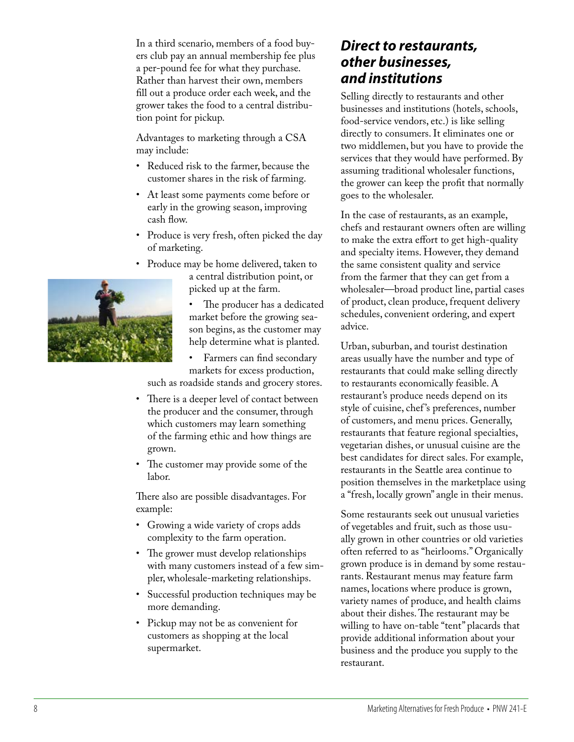In a third scenario, members of a food buyers club pay an annual membership fee plus a per-pound fee for what they purchase. Rather than harvest their own, members fill out a produce order each week, and the grower takes the food to a central distribution point for pickup.

Advantages to marketing through a CSA may include:

- Reduced risk to the farmer, because the customer shares in the risk of farming.
- At least some payments come before or early in the growing season, improving cash flow.
- Produce is very fresh, often picked the day of marketing.
- Produce may be home delivered, taken to a central distribution point, or picked up at the farm.
- The producer has a dedicated market before the growing season begins, as the customer may help determine what is planted.
- Farmers can find secondary markets for excess production, such as roadside stands and grocery stores.
- There is a deeper level of contact between the producer and the consumer, through which customers may learn something of the farming ethic and how things are grown.
- The customer may provide some of the labor.

There also are possible disadvantages. For example:

- Growing a wide variety of crops adds complexity to the farm operation.
- The grower must develop relationships with many customers instead of a few simpler, wholesale-marketing relationships.
- Successful production techniques may be more demanding.
- Pickup may not be as convenient for customers as shopping at the local supermarket.

## *Direct to restaurants, other businesses, and institutions*

Selling directly to restaurants and other businesses and institutions (hotels, schools, food-service vendors, etc.) is like selling directly to consumers. It eliminates one or two middlemen, but you have to provide the services that they would have performed. By assuming traditional wholesaler functions, the grower can keep the profit that normally goes to the wholesaler.

In the case of restaurants, as an example, chefs and restaurant owners often are willing to make the extra effort to get high-quality and specialty items. However, they demand the same consistent quality and service from the farmer that they can get from a wholesaler—broad product line, partial cases of product, clean produce, frequent delivery schedules, convenient ordering, and expert advice.

Urban, suburban, and tourist destination areas usually have the number and type of restaurants that could make selling directly to restaurants economically feasible. A restaurant's produce needs depend on its style of cuisine, chef's preferences, number of customers, and menu prices. Generally, restaurants that feature regional specialties, vegetarian dishes, or unusual cuisine are the best candidates for direct sales. For example, restaurants in the Seattle area continue to position themselves in the marketplace using a "fresh, locally grown" angle in their menus.

Some restaurants seek out unusual varieties of vegetables and fruit, such as those usually grown in other countries or old varieties often referred to as "heirlooms." Organically grown produce is in demand by some restaurants. Restaurant menus may feature farm names, locations where produce is grown, variety names of produce, and health claims about their dishes. The restaurant may be willing to have on-table "tent" placards that provide additional information about your business and the produce you supply to the restaurant.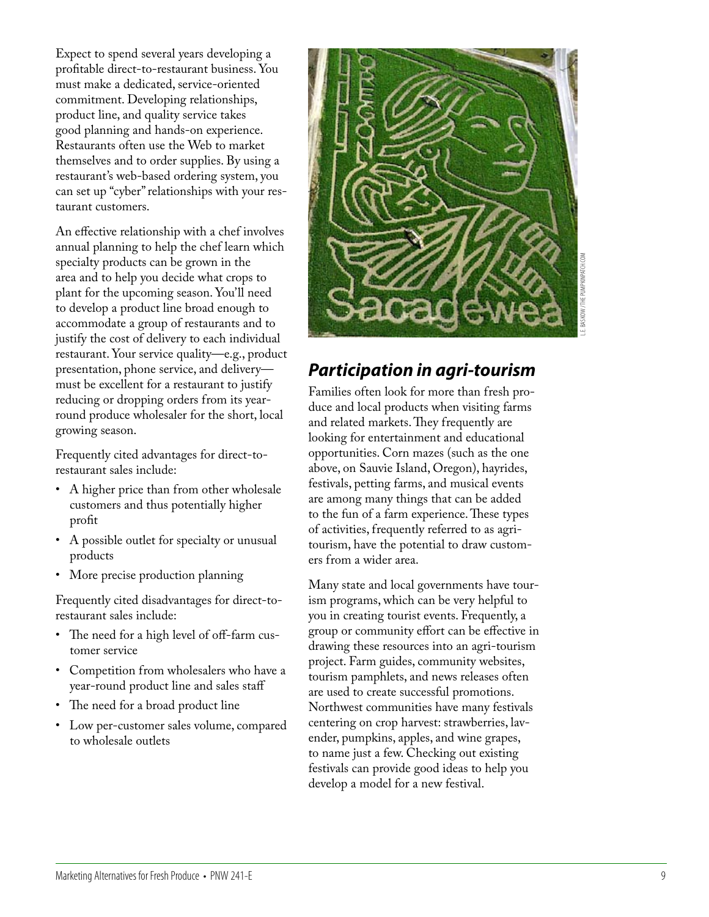Expect to spend several years developing a profitable direct-to-restaurant business. You must make a dedicated, service-oriented commitment. Developing relationships, product line, and quality service takes good planning and hands-on experience. Restaurants often use the Web to market themselves and to order supplies. By using a restaurant's web-based ordering system, you can set up "cyber" relationships with your restaurant customers.

An effective relationship with a chef involves annual planning to help the chef learn which specialty products can be grown in the area and to help you decide what crops to plant for the upcoming season. You'll need to develop a product line broad enough to accommodate a group of restaurants and to justify the cost of delivery to each individual restaurant. Your service quality—e.g., product presentation, phone service, and delivery—must be excellent for a restaurant to justify reducing or dropping orders from its year-round produce wholesaler for the short, local growing season.

Frequently cited advantages for direct-to-restaurant sales include:

- A higher price than from other wholesale customers and thus potentially higher profit
- A possible outlet for specialty or unusual products
- More precise production planning

Frequently cited disadvantages for direct-to-restaurant sales include:

- The need for a high level of off-farm customer service
- Competition from wholesalers who have a year-round product line and sales staff
- The need for a broad product line
- Low per-customer sales volume, compared to wholesale outlets

L.E. BASKOW/THE PUMPKINPATCH.COM

## *Participation in agri-tourism*

Families often look for more than fresh produce and local products when visiting farms and related markets. They frequently are looking for entertainment and educational opportunities. Corn mazes (such as the one above, on Sauvie Island, Oregon), hayrides, festivals, petting farms, and musical events are among many things that can be added to the fun of a farm experience. These types of activities, frequently referred to as agri-tourism, have the potential to draw customers from a wider area.

Many state and local governments have tourism programs, which can be very helpful to you in creating tourist events. Frequently, a group or community effort can be effective in drawing these resources into an agri-tourism project. Farm guides, community websites, tourism pamphlets, and news releases often are used to create successful promotions. Northwest communities have many festivals centering on crop harvest: strawberries, lavender, pumpkins, apples, and wine grapes, to name just a few. Checking out existing festivals can provide good ideas to help you develop a model for a new festival.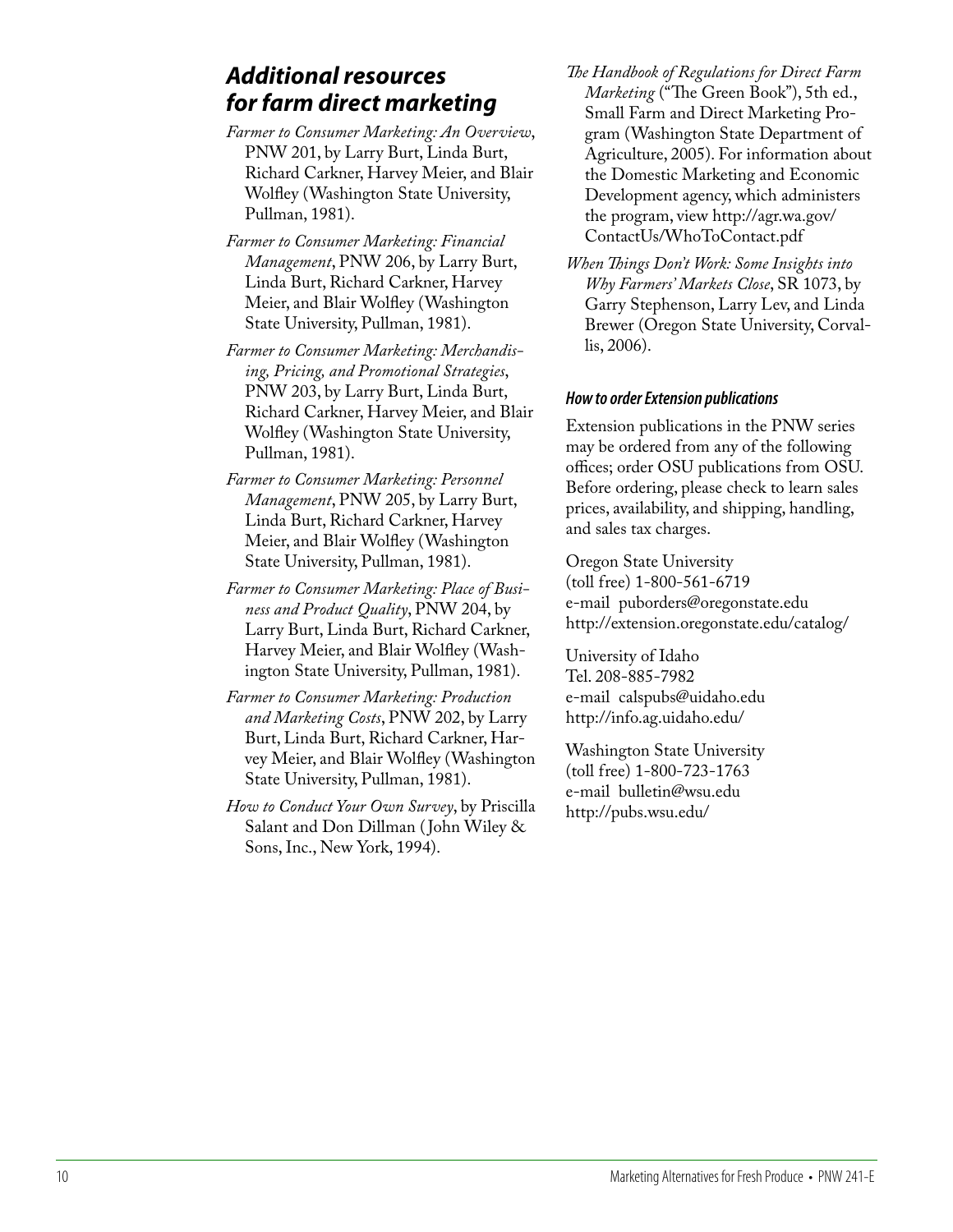## *Additional resources for farm direct marketing*

*Farmer to Consumer Marketing: An Overview*, PNW 201, by Larry Burt, Linda Burt, Richard Carkner, Harvey Meier, and Blair Wolfley (Washington State University, Pullman, 1981).

*Farmer to Consumer Marketing: Financial Management*, PNW 206, by Larry Burt, Linda Burt, Richard Carkner, Harvey Meier, and Blair Wolfley (Washington State University, Pullman, 1981).

*Farmer to Consumer Marketing: Merchandising, Pricing, and Promotional Strategies*, PNW 203, by Larry Burt, Linda Burt, Richard Carkner, Harvey Meier, and Blair Wolfley (Washington State University, Pullman, 1981).

*Farmer to Consumer Marketing: Personnel Management*, PNW 205, by Larry Burt, Linda Burt, Richard Carkner, Harvey Meier, and Blair Wolfley (Washington State University, Pullman, 1981).

*Farmer to Consumer Marketing: Place of Business and Product Quality*, PNW 204, by Larry Burt, Linda Burt, Richard Carkner, Harvey Meier, and Blair Wolfley (Washington State University, Pullman, 1981).

*Farmer to Consumer Marketing: Production and Marketing Costs*, PNW 202, by Larry Burt, Linda Burt, Richard Carkner, Harvey Meier, and Blair Wolfley (Washington State University, Pullman, 1981).

*How to Conduct Your Own Survey*, by Priscilla Salant and Don Dillman (John Wiley & Sons, Inc., New York, 1994).

*The Handbook of Regulations for Direct Farm Marketing* ("The Green Book"), 5th ed., Small Farm and Direct Marketing Program (Washington State Department of Agriculture, 2005). For information about the Domestic Marketing and Economic Development agency, which administers the program, view http://agr.wa.gov/ContactUs/WhoToContact.pdf

*When Things Don't Work: Some Insights into Why Farmers' Markets Close*, SR 1073, by Garry Stephenson, Larry Lev, and Linda Brewer (Oregon State University, Corvallis, 2006).

#### *How to order Extension publications*

Extension publications in the PNW series may be ordered from any of the following offices; order OSU publications from OSU. Before ordering, please check to learn sales prices, availability, and shipping, handling, and sales tax charges.

Oregon State University
(toll free) 1-800-561-6719
e-mail puborders@oregonstate.edu
http://extension.oregonstate.edu/catalog/

University of Idaho
Tel. 208-885-7982
e-mail calspubs@uidaho.edu
http://info.ag.uidaho.edu/

Washington State University
(toll free) 1-800-723-1763
e-mail bulletin@wsu.edu
http://pubs.wsu.edu/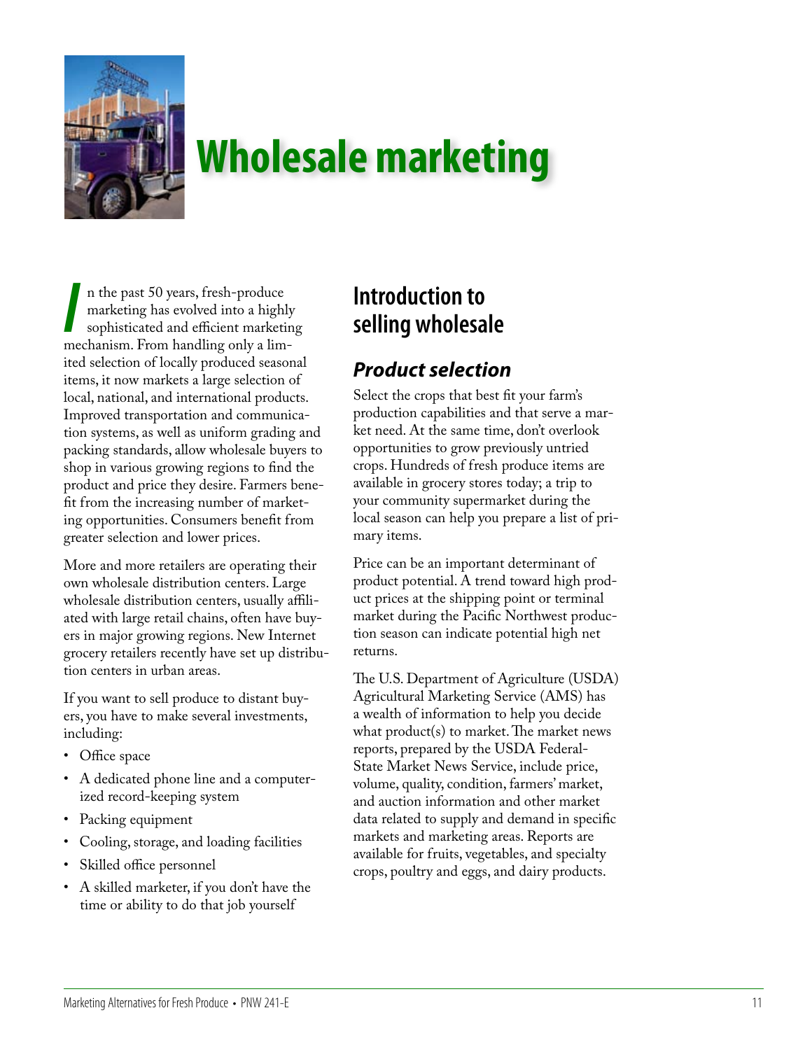# Wholesale marketing

In the past 50 years, fresh-produce marketing has evolved into a highly sophisticated and efficient marketing mechanism. From handling only a limited selection of locally produced seasonal items, it now markets a large selection of local, national, and international products. Improved transportation and communication systems, as well as uniform grading and packing standards, allow wholesale buyers to shop in various growing regions to find the product and price they desire. Farmers benefit from the increasing number of marketing opportunities. Consumers benefit from greater selection and lower prices.

More and more retailers are operating their own wholesale distribution centers. Large wholesale distribution centers, usually affiliated with large retail chains, often have buyers in major growing regions. New Internet grocery retailers recently have set up distribution centers in urban areas.

If you want to sell produce to distant buyers, you have to make several investments, including:

- Office space
- A dedicated phone line and a computerized record-keeping system
- Packing equipment
- Cooling, storage, and loading facilities
- Skilled office personnel
- A skilled marketer, if you don't have the time or ability to do that job yourself

## Introduction to selling wholesale

### *Product selection*

Select the crops that best fit your farm's production capabilities and that serve a market need. At the same time, don't overlook opportunities to grow previously untried crops. Hundreds of fresh produce items are available in grocery stores today; a trip to your community supermarket during the local season can help you prepare a list of primary items.

Price can be an important determinant of product potential. A trend toward high product prices at the shipping point or terminal market during the Pacific Northwest production season can indicate potential high net returns.

The U.S. Department of Agriculture (USDA) Agricultural Marketing Service (AMS) has a wealth of information to help you decide what product(s) to market. The market news reports, prepared by the USDA Federal-State Market News Service, include price, volume, quality, condition, farmers' market, and auction information and other market data related to supply and demand in specific markets and marketing areas. Reports are available for fruits, vegetables, and specialty crops, poultry and eggs, and dairy products.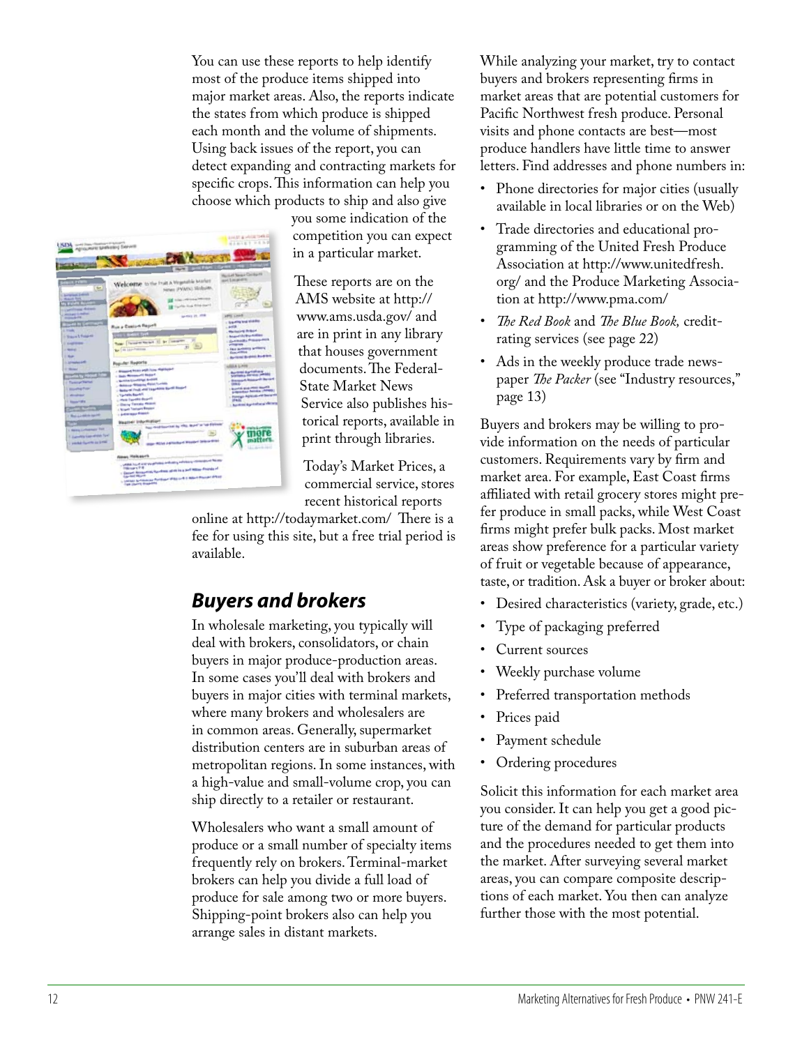You can use these reports to help identify most of the produce items shipped into major market areas. Also, the reports indicate the states from which produce is shipped each month and the volume of shipments. Using back issues of the report, you can detect expanding and contracting markets for specific crops. This information can help you choose which products to ship and also give you some indication of the competition you can expect in a particular market.

These reports are on the AMS website at http://www.ams.usda.gov/ and are in print in any library that houses government documents. The Federal-State Market News Service also publishes historical reports, available in print through libraries.

Today's Market Prices, a commercial service, stores recent historical reports online at http://todaymarket.com/ There is a fee for using this site, but a free trial period is available.

## Buyers and brokers

In wholesale marketing, you typically will deal with brokers, consolidators, or chain buyers in major produce-production areas. In some cases you'll deal with brokers and buyers in major cities with terminal markets, where many brokers and wholesalers are in common areas. Generally, supermarket distribution centers are in suburban areas of metropolitan regions. In some instances, with a high-value and small-volume crop, you can ship directly to a retailer or restaurant.

Wholesalers who want a small amount of produce or a small number of specialty items frequently rely on brokers. Terminal-market brokers can help you divide a full load of produce for sale among two or more buyers. Shipping-point brokers also can help you arrange sales in distant markets.

While analyzing your market, try to contact buyers and brokers representing firms in market areas that are potential customers for Pacific Northwest fresh produce. Personal visits and phone contacts are best—most produce handlers have little time to answer letters. Find addresses and phone numbers in:

- Phone directories for major cities (usually available in local libraries or on the Web)
- Trade directories and educational programming of the United Fresh Produce Association at http://www.unitedfresh.org/ and the Produce Marketing Association at http://www.pma.com/
- *The Red Book* and *The Blue Book,* credit-rating services (see page 22)
- Ads in the weekly produce trade newspaper *The Packer* (see "Industry resources," page 13)

Buyers and brokers may be willing to provide information on the needs of particular customers. Requirements vary by firm and market area. For example, East Coast firms affiliated with retail grocery stores might prefer produce in small packs, while West Coast firms might prefer bulk packs. Most market areas show preference for a particular variety of fruit or vegetable because of appearance, taste, or tradition. Ask a buyer or broker about:

- Desired characteristics (variety, grade, etc.)
- Type of packaging preferred
- Current sources
- Weekly purchase volume
- Preferred transportation methods
- Prices paid
- Payment schedule
- Ordering procedures

Solicit this information for each market area you consider. It can help you get a good picture of the demand for particular products and the procedures needed to get them into the market. After surveying several market areas, you can compare composite descriptions of each market. You then can analyze further those with the most potential.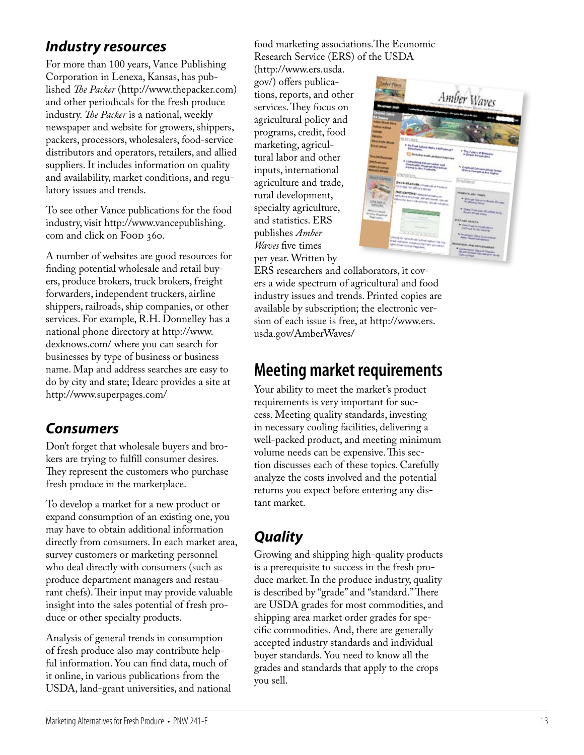## *Industry resources*

For more than 100 years, Vance Publishing Corporation in Lenexa, Kansas, has published *The Packer* (http://www.thepacker.com) and other periodicals for the fresh produce industry. *The Packer* is a national, weekly newspaper and website for growers, shippers, packers, processors, wholesalers, food-service distributors and operators, retailers, and allied suppliers. It includes information on quality and availability, market conditions, and regulatory issues and trends.

To see other Vance publications for the food industry, visit http://www.vancepublishing.com and click on Food 360.

A number of websites are good resources for finding potential wholesale and retail buyers, produce brokers, truck brokers, freight forwarders, independent truckers, airline shippers, railroads, ship companies, or other services. For example, R.H. Donnelley has a national phone directory at http://www.dexknows.com/ where you can search for businesses by type of business or business name. Map and address searches are easy to do by city and state; Idearc provides a site at http://www.superpages.com/

## *Consumers*

Don't forget that wholesale buyers and brokers are trying to fulfill consumer desires. They represent the customers who purchase fresh produce in the marketplace.

To develop a market for a new product or expand consumption of an existing one, you may have to obtain additional information directly from consumers. In each market area, survey customers or marketing personnel who deal directly with consumers (such as produce department managers and restaurant chefs). Their input may provide valuable insight into the sales potential of fresh produce or other specialty products.

Analysis of general trends in consumption of fresh produce also may contribute helpful information. You can find data, much of it online, in various publications from the USDA, land-grant universities, and national food marketing associations. The Economic Research Service (ERS) of the USDA (http://www.ers.usda.gov/) offers publications, reports, and other services. They focus on agricultural policy and programs, credit, food marketing, agricultural labor and other inputs, international agriculture and trade, rural development, specialty agriculture, and statistics. ERS publishes *Amber Waves* five times per year. Written by ERS researchers and collaborators, it covers a wide spectrum of agricultural and food industry issues and trends. Printed copies are available by subscription; the electronic version of each issue is free, at http://www.ers.usda.gov/AmberWaves/

# Meeting market requirements

Your ability to meet the market's product requirements is very important for success. Meeting quality standards, investing in necessary cooling facilities, delivering a well-packed product, and meeting minimum volume needs can be expensive. This section discusses each of these topics. Carefully analyze the costs involved and the potential returns you expect before entering any distant market.

## *Quality*

Growing and shipping high-quality products is a prerequisite to success in the fresh produce market. In the produce industry, quality is described by "grade" and "standard." There are USDA grades for most commodities, and shipping area market order grades for specific commodities. And, there are generally accepted industry standards and individual buyer standards. You need to know all the grades and standards that apply to the crops you sell.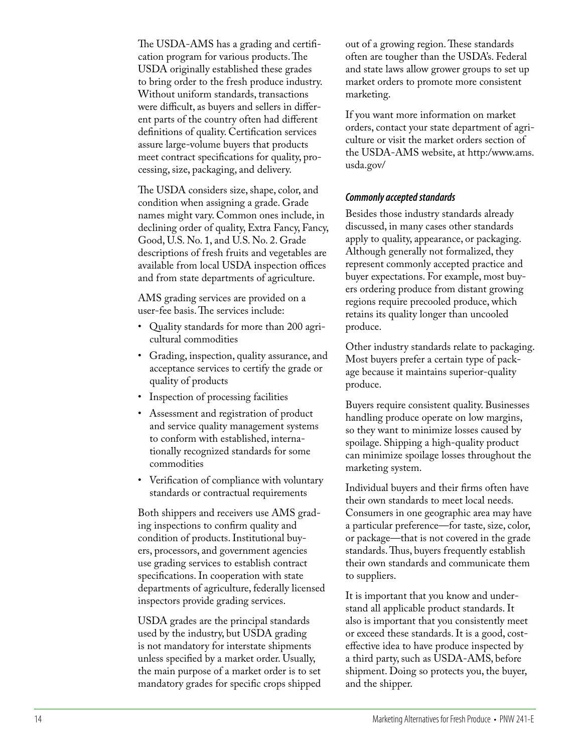The USDA-AMS has a grading and certification program for various products. The USDA originally established these grades to bring order to the fresh produce industry. Without uniform standards, transactions were difficult, as buyers and sellers in different parts of the country often had different definitions of quality. Certification services assure large-volume buyers that products meet contract specifications for quality, processing, size, packaging, and delivery.

The USDA considers size, shape, color, and condition when assigning a grade. Grade names might vary. Common ones include, in declining order of quality, Extra Fancy, Fancy, Good, U.S. No. 1, and U.S. No. 2. Grade descriptions of fresh fruits and vegetables are available from local USDA inspection offices and from state departments of agriculture.

AMS grading services are provided on a user-fee basis. The services include:

- Quality standards for more than 200 agricultural commodities
- Grading, inspection, quality assurance, and acceptance services to certify the grade or quality of products
- Inspection of processing facilities
- Assessment and registration of product and service quality management systems to conform with established, internationally recognized standards for some commodities
- Verification of compliance with voluntary standards or contractual requirements

Both shippers and receivers use AMS grading inspections to confirm quality and condition of products. Institutional buyers, processors, and government agencies use grading services to establish contract specifications. In cooperation with state departments of agriculture, federally licensed inspectors provide grading services.

USDA grades are the principal standards used by the industry, but USDA grading is not mandatory for interstate shipments unless specified by a market order. Usually, the main purpose of a market order is to set mandatory grades for specific crops shipped out of a growing region. These standards often are tougher than the USDA's. Federal and state laws allow grower groups to set up market orders to promote more consistent marketing.

If you want more information on market orders, contact your state department of agriculture or visit the market orders section of the USDA-AMS website, at http:/www.ams.usda.gov/

### *Commonly accepted standards*

Besides those industry standards already discussed, in many cases other standards apply to quality, appearance, or packaging. Although generally not formalized, they represent commonly accepted practice and buyer expectations. For example, most buyers ordering produce from distant growing regions require precooled produce, which retains its quality longer than uncooled produce.

Other industry standards relate to packaging. Most buyers prefer a certain type of package because it maintains superior-quality produce.

Buyers require consistent quality. Businesses handling produce operate on low margins, so they want to minimize losses caused by spoilage. Shipping a high-quality product can minimize spoilage losses throughout the marketing system.

Individual buyers and their firms often have their own standards to meet local needs. Consumers in one geographic area may have a particular preference—for taste, size, color, or package—that is not covered in the grade standards. Thus, buyers frequently establish their own standards and communicate them to suppliers.

It is important that you know and understand all applicable product standards. It also is important that you consistently meet or exceed these standards. It is a good, cost-effective idea to have produce inspected by a third party, such as USDA-AMS, before shipment. Doing so protects you, the buyer, and the shipper.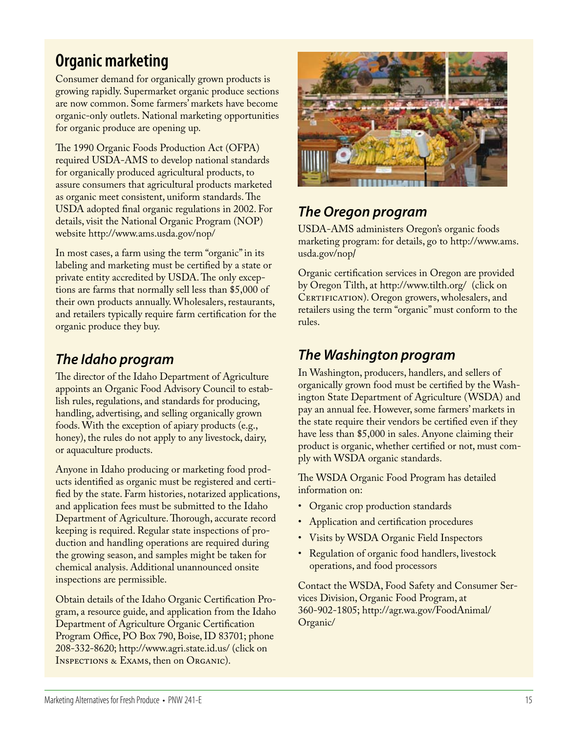## Organic marketing

Consumer demand for organically grown products is growing rapidly. Supermarket organic produce sections are now common. Some farmers' markets have become organic-only outlets. National marketing opportunities for organic produce are opening up.

The 1990 Organic Foods Production Act (OFPA) required USDA-AMS to develop national standards for organically produced agricultural products, to assure consumers that agricultural products marketed as organic meet consistent, uniform standards. The USDA adopted final organic regulations in 2002. For details, visit the National Organic Program (NOP) website http://www.ams.usda.gov/nop/

In most cases, a farm using the term "organic" in its labeling and marketing must be certified by a state or private entity accredited by USDA. The only exceptions are farms that normally sell less than $5,000 of their own products annually. Wholesalers, restaurants, and retailers typically require farm certification for the organic produce they buy.

### *The Idaho program*

The director of the Idaho Department of Agriculture appoints an Organic Food Advisory Council to establish rules, regulations, and standards for producing, handling, advertising, and selling organically grown foods. With the exception of apiary products (e.g., honey), the rules do not apply to any livestock, dairy, or aquaculture products.

Anyone in Idaho producing or marketing food products identified as organic must be registered and certified by the state. Farm histories, notarized applications, and application fees must be submitted to the Idaho Department of Agriculture. Thorough, accurate record keeping is required. Regular state inspections of production and handling operations are required during the growing season, and samples might be taken for chemical analysis. Additional unannounced onsite inspections are permissible.

Obtain details of the Idaho Organic Certification Program, a resource guide, and application from the Idaho Department of Agriculture Organic Certification Program Office, PO Box 790, Boise, ID 83701; phone 208-332-8620; http://www.agri.state.id.us/ (click on Inspections & Exams, then on Organic).

### *The Oregon program*

USDA-AMS administers Oregon's organic foods marketing program: for details, go to http://www.ams.usda.gov/nop/

Organic certification services in Oregon are provided by Oregon Tilth, at http://www.tilth.org/ (click on Certification). Oregon growers, wholesalers, and retailers using the term "organic" must conform to the rules.

### *The Washington program*

In Washington, producers, handlers, and sellers of organically grown food must be certified by the Washington State Department of Agriculture (WSDA) and pay an annual fee. However, some farmers' markets in the state require their vendors be certified even if they have less than $5,000 in sales. Anyone claiming their product is organic, whether certified or not, must comply with WSDA organic standards.

The WSDA Organic Food Program has detailed information on:

- Organic crop production standards
- Application and certification procedures
- Visits by WSDA Organic Field Inspectors
- Regulation of organic food handlers, livestock operations, and food processors

Contact the WSDA, Food Safety and Consumer Services Division, Organic Food Program, at 360-902-1805; http://agr.wa.gov/FoodAnimal/Organic/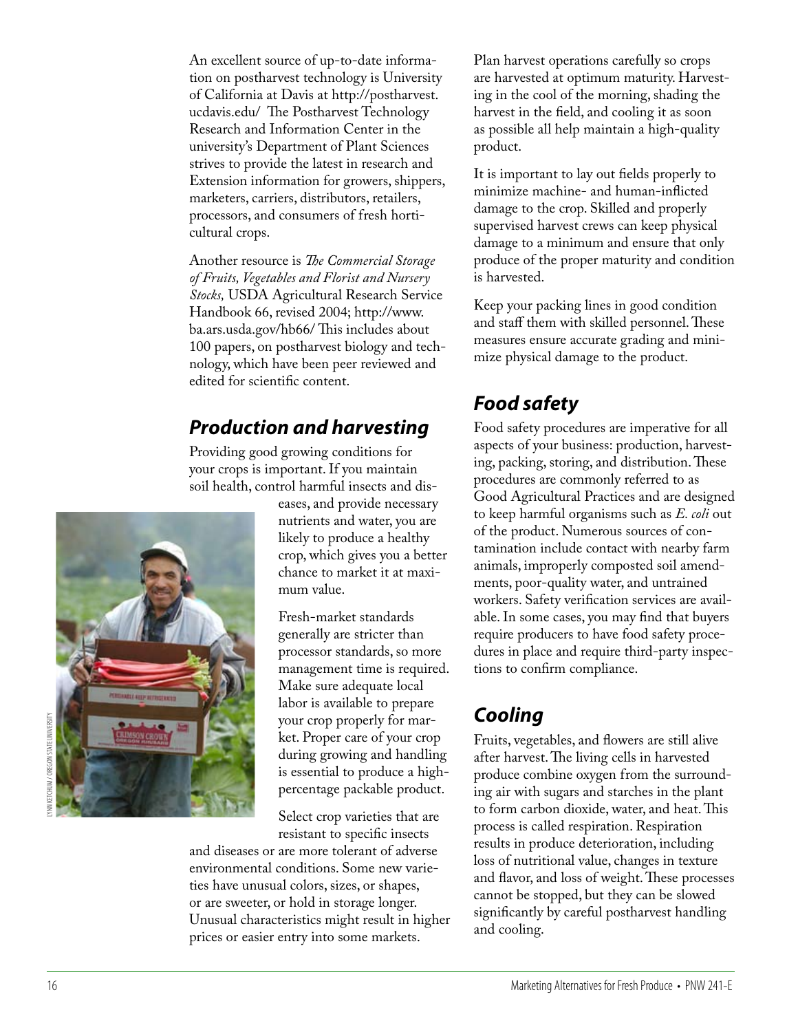An excellent source of up-to-date information on postharvest technology is University of California at Davis at http://postharvest.ucdavis.edu/ The Postharvest Technology Research and Information Center in the university's Department of Plant Sciences strives to provide the latest in research and Extension information for growers, shippers, marketers, carriers, distributors, retailers, processors, and consumers of fresh horticultural crops.

Another resource is *The Commercial Storage of Fruits, Vegetables and Florist and Nursery Stocks,* USDA Agricultural Research Service Handbook 66, revised 2004; http://www.ba.ars.usda.gov/hb66/ This includes about 100 papers, on postharvest biology and technology, which have been peer reviewed and edited for scientific content.

## Production and harvesting

Providing good growing conditions for your crops is important. If you maintain soil health, control harmful insects and diseases, and provide necessary nutrients and water, you are likely to produce a healthy crop, which gives you a better chance to market it at maximum value.

Fresh-market standards generally are stricter than processor standards, so more management time is required. Make sure adequate local labor is available to prepare your crop properly for market. Proper care of your crop during growing and handling is essential to produce a high-percentage packable product.

Select crop varieties that are resistant to specific insects and diseases or are more tolerant of adverse environmental conditions. Some new varieties have unusual colors, sizes, or shapes, or are sweeter, or hold in storage longer. Unusual characteristics might result in higher prices or easier entry into some markets.

LYNN KETCHUM / OREGON STATE UNIVERSITY

Plan harvest operations carefully so crops are harvested at optimum maturity. Harvesting in the cool of the morning, shading the harvest in the field, and cooling it as soon as possible all help maintain a high-quality product.

It is important to lay out fields properly to minimize machine- and human-inflicted damage to the crop. Skilled and properly supervised harvest crews can keep physical damage to a minimum and ensure that only produce of the proper maturity and condition is harvested.

Keep your packing lines in good condition and staff them with skilled personnel. These measures ensure accurate grading and minimize physical damage to the product.

## Food safety

Food safety procedures are imperative for all aspects of your business: production, harvesting, packing, storing, and distribution. These procedures are commonly referred to as Good Agricultural Practices and are designed to keep harmful organisms such as *E. coli* out of the product. Numerous sources of contamination include contact with nearby farm animals, improperly composted soil amendments, poor-quality water, and untrained workers. Safety verification services are available. In some cases, you may find that buyers require producers to have food safety procedures in place and require third-party inspections to confirm compliance.

## Cooling

Fruits, vegetables, and flowers are still alive after harvest. The living cells in harvested produce combine oxygen from the surrounding air with sugars and starches in the plant to form carbon dioxide, water, and heat. This process is called respiration. Respiration results in produce deterioration, including loss of nutritional value, changes in texture and flavor, and loss of weight. These processes cannot be stopped, but they can be slowed significantly by careful postharvest handling and cooling.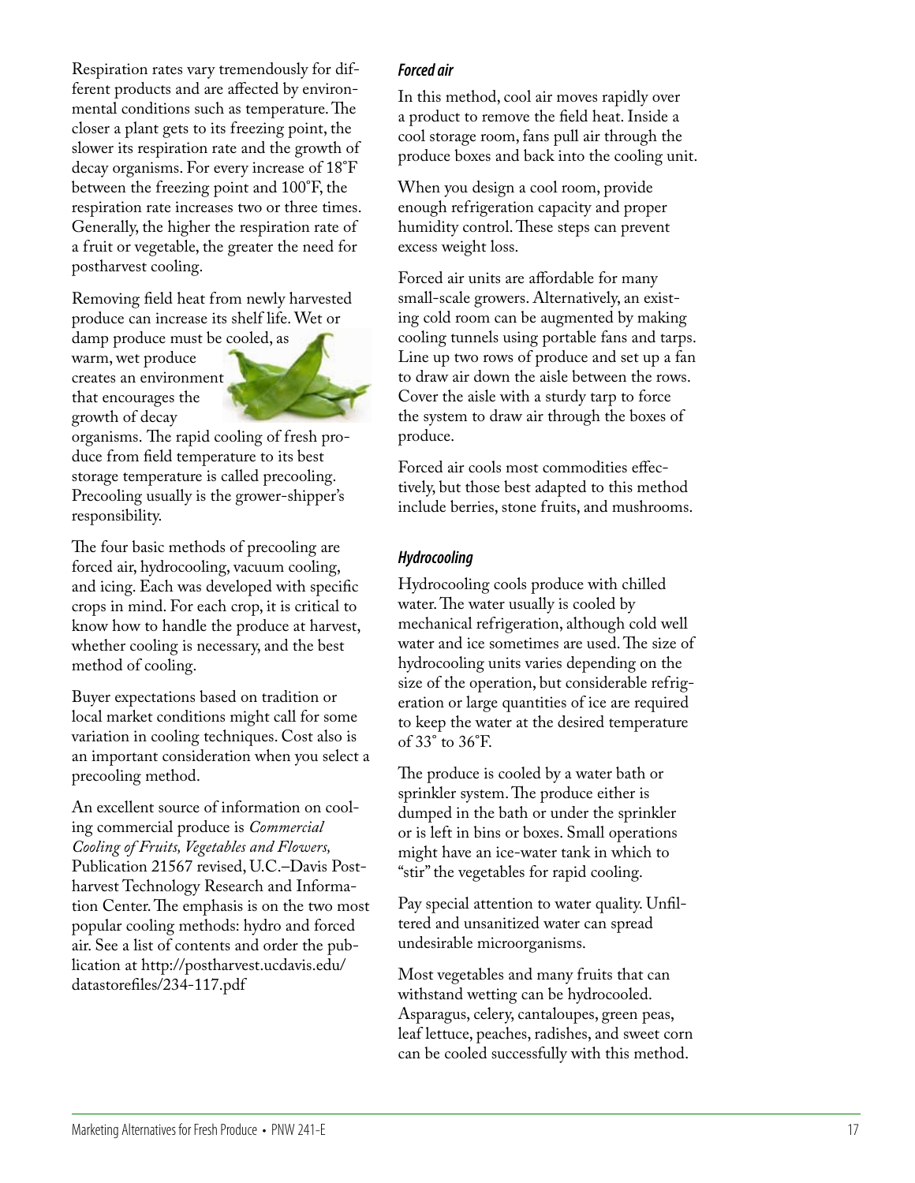Respiration rates vary tremendously for different products and are affected by environmental conditions such as temperature. The closer a plant gets to its freezing point, the slower its respiration rate and the growth of decay organisms. For every increase of 18˚F between the freezing point and 100˚F, the respiration rate increases two or three times. Generally, the higher the respiration rate of a fruit or vegetable, the greater the need for postharvest cooling.

Removing field heat from newly harvested produce can increase its shelf life. Wet or damp produce must be cooled, as warm, wet produce creates an environment that encourages the growth of decay organisms. The rapid cooling of fresh produce from field temperature to its best storage temperature is called precooling. Precooling usually is the grower-shipper's responsibility.

The four basic methods of precooling are forced air, hydrocooling, vacuum cooling, and icing. Each was developed with specific crops in mind. For each crop, it is critical to know how to handle the produce at harvest, whether cooling is necessary, and the best method of cooling.

Buyer expectations based on tradition or local market conditions might call for some variation in cooling techniques. Cost also is an important consideration when you select a precooling method.

An excellent source of information on cooling commercial produce is *Commercial Cooling of Fruits, Vegetables and Flowers,* Publication 21567 revised, U.C.–Davis Postharvest Technology Research and Information Center. The emphasis is on the two most popular cooling methods: hydro and forced air. See a list of contents and order the publication at http://postharvest.ucdavis.edu/datastorefiles/234-117.pdf

#### *Forced air*

In this method, cool air moves rapidly over a product to remove the field heat. Inside a cool storage room, fans pull air through the produce boxes and back into the cooling unit.

When you design a cool room, provide enough refrigeration capacity and proper humidity control. These steps can prevent excess weight loss.

Forced air units are affordable for many small-scale growers. Alternatively, an existing cold room can be augmented by making cooling tunnels using portable fans and tarps. Line up two rows of produce and set up a fan to draw air down the aisle between the rows. Cover the aisle with a sturdy tarp to force the system to draw air through the boxes of produce.

Forced air cools most commodities effectively, but those best adapted to this method include berries, stone fruits, and mushrooms.

#### *Hydrocooling*

Hydrocooling cools produce with chilled water. The water usually is cooled by mechanical refrigeration, although cold well water and ice sometimes are used. The size of hydrocooling units varies depending on the size of the operation, but considerable refrigeration or large quantities of ice are required to keep the water at the desired temperature of 33˚ to 36˚F.

The produce is cooled by a water bath or sprinkler system. The produce either is dumped in the bath or under the sprinkler or is left in bins or boxes. Small operations might have an ice-water tank in which to "stir" the vegetables for rapid cooling.

Pay special attention to water quality. Unfiltered and unsanitized water can spread undesirable microorganisms.

Most vegetables and many fruits that can withstand wetting can be hydrocooled. Asparagus, celery, cantaloupes, green peas, leaf lettuce, peaches, radishes, and sweet corn can be cooled successfully with this method.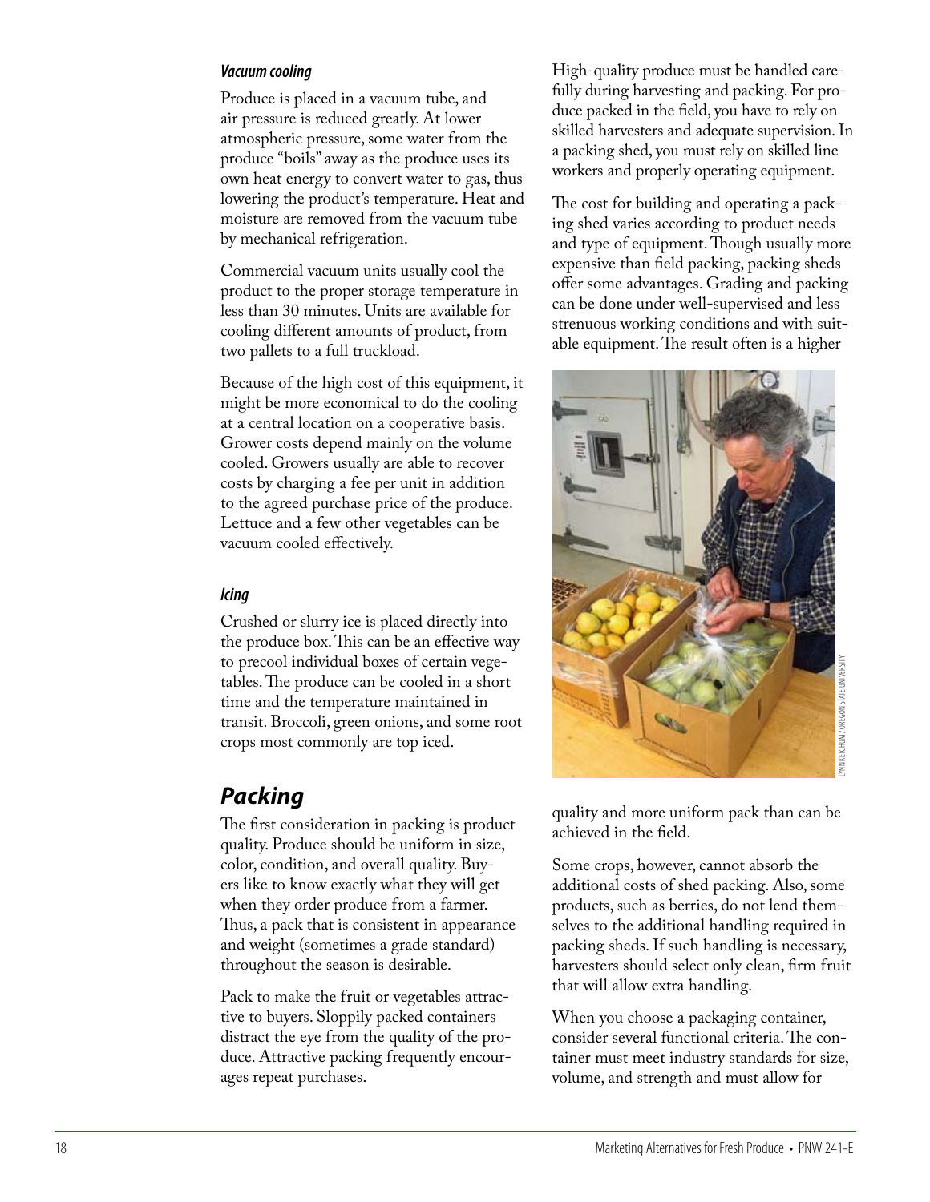#### *Vacuum cooling*

Produce is placed in a vacuum tube, and air pressure is reduced greatly. At lower atmospheric pressure, some water from the produce "boils" away as the produce uses its own heat energy to convert water to gas, thus lowering the product's temperature. Heat and moisture are removed from the vacuum tube by mechanical refrigeration.

Commercial vacuum units usually cool the product to the proper storage temperature in less than 30 minutes. Units are available for cooling different amounts of product, from two pallets to a full truckload.

Because of the high cost of this equipment, it might be more economical to do the cooling at a central location on a cooperative basis. Grower costs depend mainly on the volume cooled. Growers usually are able to recover costs by charging a fee per unit in addition to the agreed purchase price of the produce. Lettuce and a few other vegetables can be vacuum cooled effectively.

#### *Icing*

Crushed or slurry ice is placed directly into the produce box. This can be an effective way to precool individual boxes of certain vegetables. The produce can be cooled in a short time and the temperature maintained in transit. Broccoli, green onions, and some root crops most commonly are top iced.

## *Packing*

The first consideration in packing is product quality. Produce should be uniform in size, color, condition, and overall quality. Buyers like to know exactly what they will get when they order produce from a farmer. Thus, a pack that is consistent in appearance and weight (sometimes a grade standard) throughout the season is desirable.

Pack to make the fruit or vegetables attractive to buyers. Sloppily packed containers distract the eye from the quality of the produce. Attractive packing frequently encourages repeat purchases.

High-quality produce must be handled carefully during harvesting and packing. For produce packed in the field, you have to rely on skilled harvesters and adequate supervision. In a packing shed, you must rely on skilled line workers and properly operating equipment.

The cost for building and operating a packing shed varies according to product needs and type of equipment. Though usually more expensive than field packing, packing sheds offer some advantages. Grading and packing can be done under well-supervised and less strenuous working conditions and with suitable equipment. The result often is a higher quality and more uniform pack than can be achieved in the field.

LYNN KETCHUM / OREGON STATE UNIVERSITY

Some crops, however, cannot absorb the additional costs of shed packing. Also, some products, such as berries, do not lend themselves to the additional handling required in packing sheds. If such handling is necessary, harvesters should select only clean, firm fruit that will allow extra handling.

When you choose a packaging container, consider several functional criteria. The container must meet industry standards for size, volume, and strength and must allow for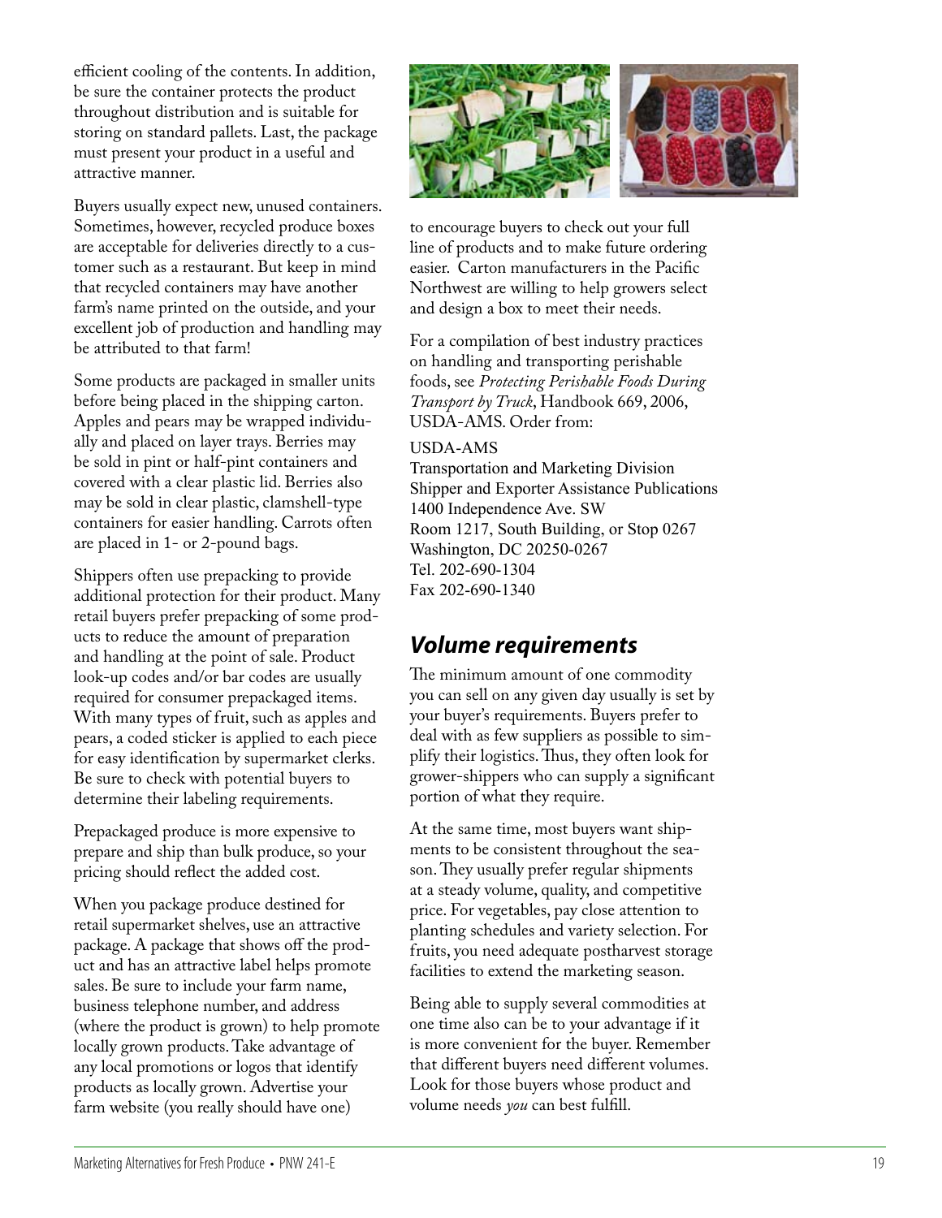efficient cooling of the contents. In addition, be sure the container protects the product throughout distribution and is suitable for storing on standard pallets. Last, the package must present your product in a useful and attractive manner.

Buyers usually expect new, unused containers. Sometimes, however, recycled produce boxes are acceptable for deliveries directly to a customer such as a restaurant. But keep in mind that recycled containers may have another farm's name printed on the outside, and your excellent job of production and handling may be attributed to that farm!

Some products are packaged in smaller units before being placed in the shipping carton. Apples and pears may be wrapped individually and placed on layer trays. Berries may be sold in pint or half-pint containers and covered with a clear plastic lid. Berries also may be sold in clear plastic, clamshell-type containers for easier handling. Carrots often are placed in 1- or 2-pound bags.

Shippers often use prepacking to provide additional protection for their product. Many retail buyers prefer prepacking of some products to reduce the amount of preparation and handling at the point of sale. Product look-up codes and/or bar codes are usually required for consumer prepackaged items. With many types of fruit, such as apples and pears, a coded sticker is applied to each piece for easy identification by supermarket clerks. Be sure to check with potential buyers to determine their labeling requirements.

Prepackaged produce is more expensive to prepare and ship than bulk produce, so your pricing should reflect the added cost.

When you package produce destined for retail supermarket shelves, use an attractive package. A package that shows off the product and has an attractive label helps promote sales. Be sure to include your farm name, business telephone number, and address (where the product is grown) to help promote locally grown products. Take advantage of any local promotions or logos that identify products as locally grown. Advertise your farm website (you really should have one) to encourage buyers to check out your full line of products and to make future ordering easier. Carton manufacturers in the Pacific Northwest are willing to help growers select and design a box to meet their needs.

For a compilation of best industry practices on handling and transporting perishable foods, see *Protecting Perishable Foods During Transport by Truck*, Handbook 669, 2006, USDA-AMS. Order from:

USDA-AMS
Transportation and Marketing Division
Shipper and Exporter Assistance Publications
1400 Independence Ave. SW
Room 1217, South Building, or Stop 0267
Washington, DC 20250-0267
Tel. 202-690-1304
Fax 202-690-1340

## *Volume requirements*

The minimum amount of one commodity you can sell on any given day usually is set by your buyer's requirements. Buyers prefer to deal with as few suppliers as possible to simplify their logistics. Thus, they often look for grower-shippers who can supply a significant portion of what they require.

At the same time, most buyers want shipments to be consistent throughout the season. They usually prefer regular shipments at a steady volume, quality, and competitive price. For vegetables, pay close attention to planting schedules and variety selection. For fruits, you need adequate postharvest storage facilities to extend the marketing season.

Being able to supply several commodities at one time also can be to your advantage if it is more convenient for the buyer. Remember that different buyers need different volumes. Look for those buyers whose product and volume needs *you* can best fulfill.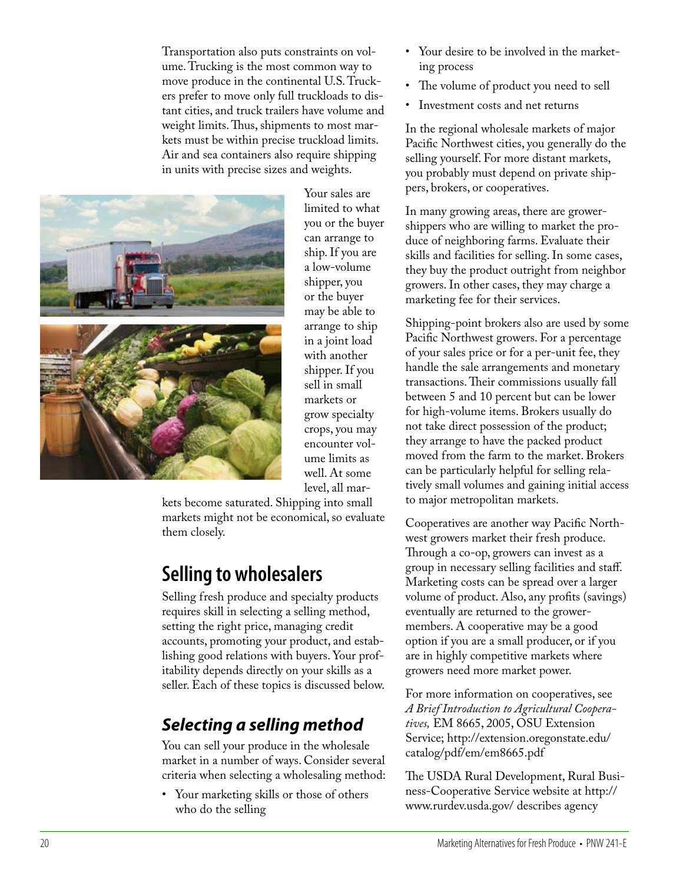Transportation also puts constraints on volume. Trucking is the most common way to move produce in the continental U.S. Truckers prefer to move only full truckloads to distant cities, and truck trailers have volume and weight limits. Thus, shipments to most markets must be within precise truckload limits. Air and sea containers also require shipping in units with precise sizes and weights.

Your sales are limited to what you or the buyer can arrange to ship. If you are a low-volume shipper, you or the buyer may be able to arrange to ship in a joint load with another shipper. If you sell in small markets or grow specialty crops, you may encounter volume limits as well. At some level, all markets become saturated. Shipping into small markets might not be economical, so evaluate them closely.

## Selling to wholesalers

Selling fresh produce and specialty products requires skill in selecting a selling method, setting the right price, managing credit accounts, promoting your product, and establishing good relations with buyers. Your profitability depends directly on your skills as a seller. Each of these topics is discussed below.

### *Selecting a selling method*

You can sell your produce in the wholesale market in a number of ways. Consider several criteria when selecting a wholesaling method:

- Your marketing skills or those of others who do the selling
- Your desire to be involved in the marketing process
- The volume of product you need to sell
- Investment costs and net returns

In the regional wholesale markets of major Pacific Northwest cities, you generally do the selling yourself. For more distant markets, you probably must depend on private shippers, brokers, or cooperatives.

In many growing areas, there are grower-shippers who are willing to market the produce of neighboring farms. Evaluate their skills and facilities for selling. In some cases, they buy the product outright from neighbor growers. In other cases, they may charge a marketing fee for their services.

Shipping-point brokers also are used by some Pacific Northwest growers. For a percentage of your sales price or for a per-unit fee, they handle the sale arrangements and monetary transactions. Their commissions usually fall between 5 and 10 percent but can be lower for high-volume items. Brokers usually do not take direct possession of the product; they arrange to have the packed product moved from the farm to the market. Brokers can be particularly helpful for selling relatively small volumes and gaining initial access to major metropolitan markets.

Cooperatives are another way Pacific Northwest growers market their fresh produce. Through a co-op, growers can invest as a group in necessary selling facilities and staff. Marketing costs can be spread over a larger volume of product. Also, any profits (savings) eventually are returned to the grower-members. A cooperative may be a good option if you are a small producer, or if you are in highly competitive markets where growers need more market power.

For more information on cooperatives, see *A Brief Introduction to Agricultural Cooperatives,* EM 8665, 2005, OSU Extension Service; http://extension.oregonstate.edu/catalog/pdf/em/em8665.pdf

The USDA Rural Development, Rural Business-Cooperative Service website at http://www.rurdev.usda.gov/ describes agency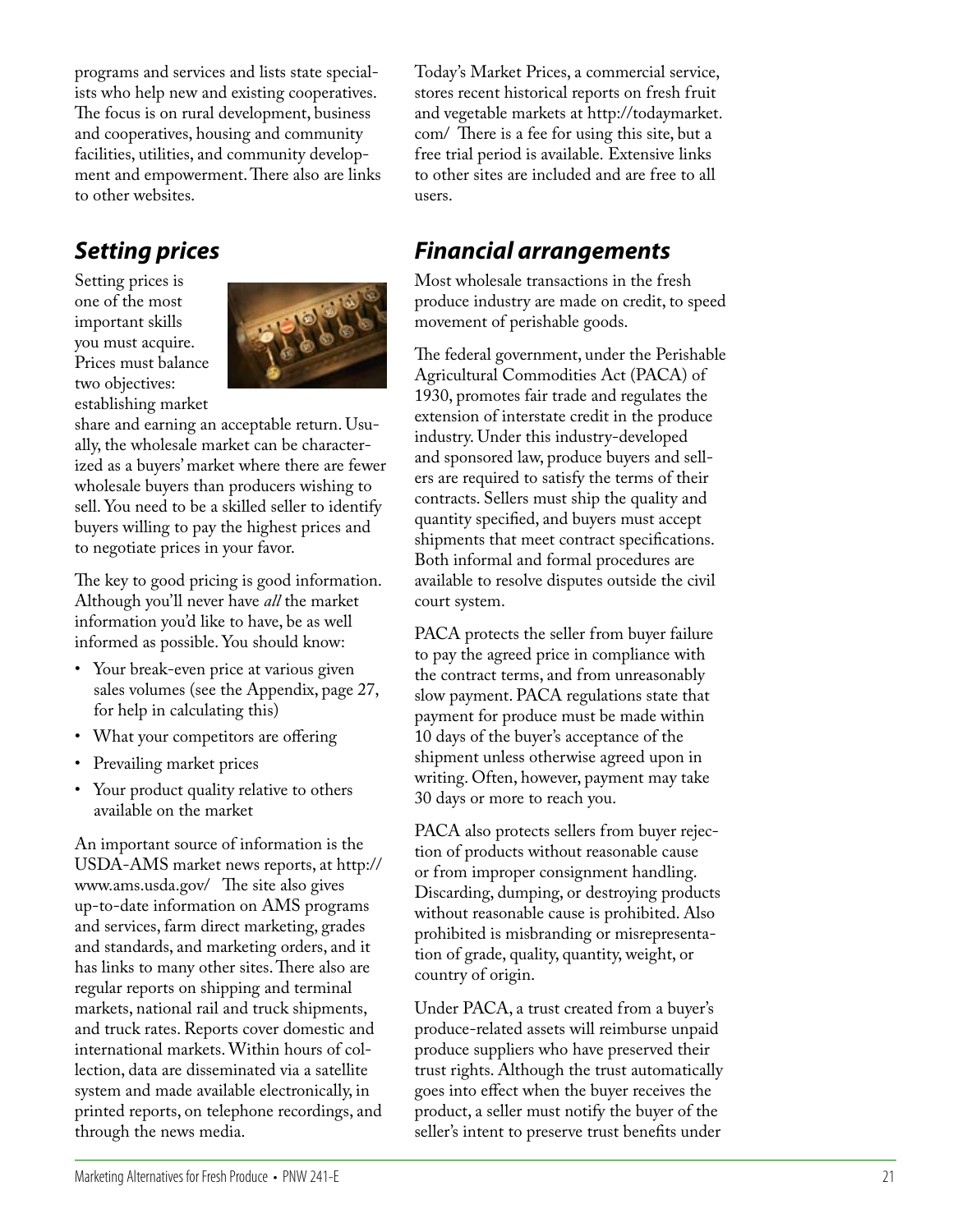programs and services and lists state specialists who help new and existing cooperatives. The focus is on rural development, business and cooperatives, housing and community facilities, utilities, and community development and empowerment. There also are links to other websites.

## *Setting prices*

Setting prices is one of the most important skills you must acquire. Prices must balance two objectives: establishing market share and earning an acceptable return. Usually, the wholesale market can be characterized as a buyers' market where there are fewer wholesale buyers than producers wishing to sell. You need to be a skilled seller to identify buyers willing to pay the highest prices and to negotiate prices in your favor.

The key to good pricing is good information. Although you'll never have *all* the market information you'd like to have, be as well informed as possible. You should know:

- Your break-even price at various given sales volumes (see the Appendix, page 27, for help in calculating this)
- What your competitors are offering
- Prevailing market prices
- Your product quality relative to others available on the market

An important source of information is the USDA-AMS market news reports, at http://www.ams.usda.gov/ The site also gives up-to-date information on AMS programs and services, farm direct marketing, grades and standards, and marketing orders, and it has links to many other sites. There also are regular reports on shipping and terminal markets, national rail and truck shipments, and truck rates. Reports cover domestic and international markets. Within hours of collection, data are disseminated via a satellite system and made available electronically, in printed reports, on telephone recordings, and through the news media.

Today's Market Prices, a commercial service, stores recent historical reports on fresh fruit and vegetable markets at http://todaymarket.com/ There is a fee for using this site, but a free trial period is available. Extensive links to other sites are included and are free to all users.

## *Financial arrangements*

Most wholesale transactions in the fresh produce industry are made on credit, to speed movement of perishable goods.

The federal government, under the Perishable Agricultural Commodities Act (PACA) of 1930, promotes fair trade and regulates the extension of interstate credit in the produce industry. Under this industry-developed and sponsored law, produce buyers and sellers are required to satisfy the terms of their contracts. Sellers must ship the quality and quantity specified, and buyers must accept shipments that meet contract specifications. Both informal and formal procedures are available to resolve disputes outside the civil court system.

PACA protects the seller from buyer failure to pay the agreed price in compliance with the contract terms, and from unreasonably slow payment. PACA regulations state that payment for produce must be made within 10 days of the buyer's acceptance of the shipment unless otherwise agreed upon in writing. Often, however, payment may take 30 days or more to reach you.

PACA also protects sellers from buyer rejection of products without reasonable cause or from improper consignment handling. Discarding, dumping, or destroying products without reasonable cause is prohibited. Also prohibited is misbranding or misrepresentation of grade, quality, quantity, weight, or country of origin.

Under PACA, a trust created from a buyer's produce-related assets will reimburse unpaid produce suppliers who have preserved their trust rights. Although the trust automatically goes into effect when the buyer receives the product, a seller must notify the buyer of the seller's intent to preserve trust benefits under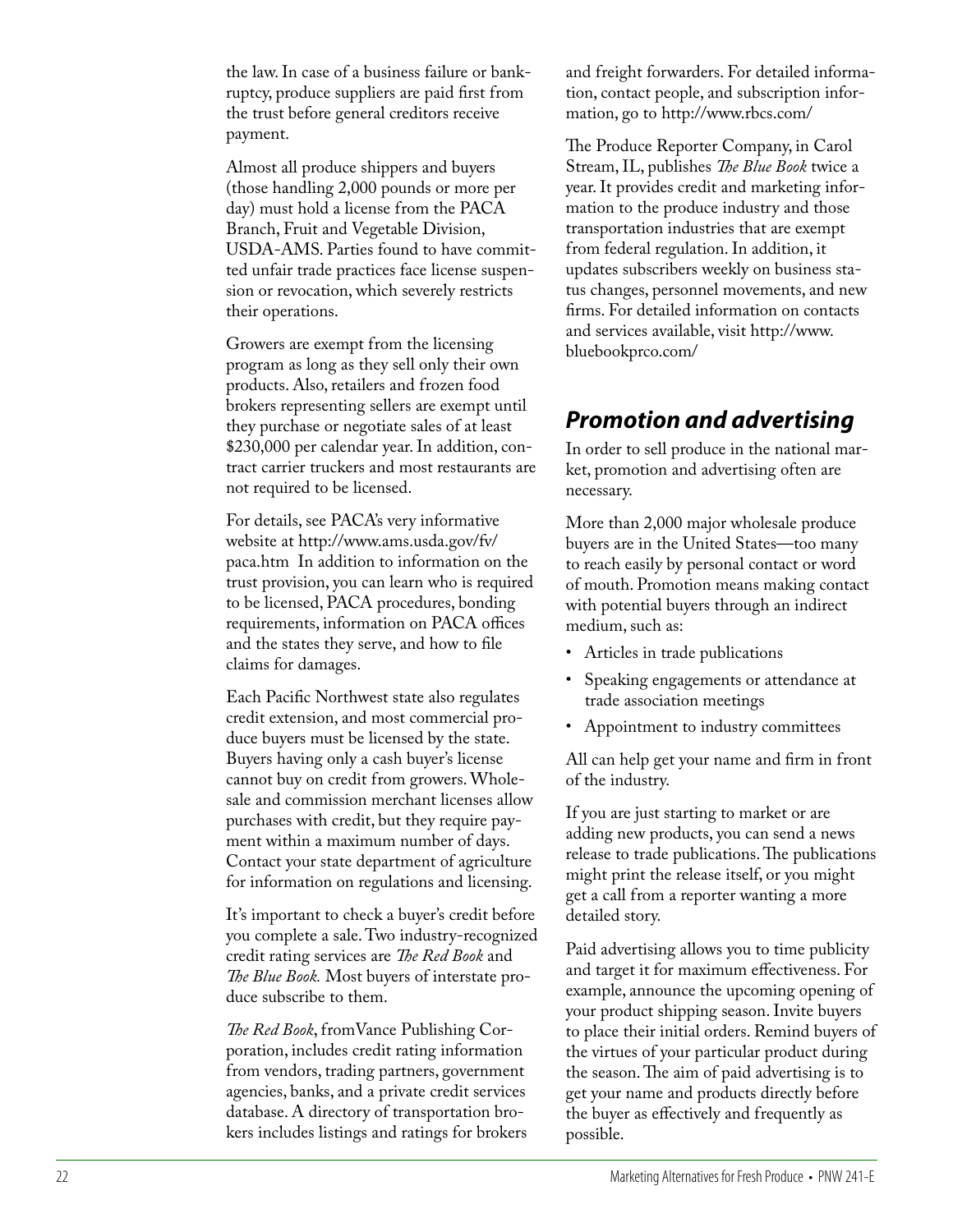the law. In case of a business failure or bankruptcy, produce suppliers are paid first from the trust before general creditors receive payment.

Almost all produce shippers and buyers (those handling 2,000 pounds or more per day) must hold a license from the PACA Branch, Fruit and Vegetable Division, USDA-AMS. Parties found to have committed unfair trade practices face license suspension or revocation, which severely restricts their operations.

Growers are exempt from the licensing program as long as they sell only their own products. Also, retailers and frozen food brokers representing sellers are exempt until they purchase or negotiate sales of at least $230,000 per calendar year. In addition, contract carrier truckers and most restaurants are not required to be licensed.

For details, see PACA's very informative website at http://www.ams.usda.gov/fv/paca.htm In addition to information on the trust provision, you can learn who is required to be licensed, PACA procedures, bonding requirements, information on PACA offices and the states they serve, and how to file claims for damages.

Each Pacific Northwest state also regulates credit extension, and most commercial produce buyers must be licensed by the state. Buyers having only a cash buyer's license cannot buy on credit from growers. Wholesale and commission merchant licenses allow purchases with credit, but they require payment within a maximum number of days. Contact your state department of agriculture for information on regulations and licensing.

It's important to check a buyer's credit before you complete a sale. Two industry-recognized credit rating services are *The Red Book* and *The Blue Book.* Most buyers of interstate produce subscribe to them.

*The Red Book*, fromVance Publishing Corporation, includes credit rating information from vendors, trading partners, government agencies, banks, and a private credit services database. A directory of transportation brokers includes listings and ratings for brokers and freight forwarders. For detailed information, contact people, and subscription information, go to http://www.rbcs.com/

The Produce Reporter Company, in Carol Stream, IL, publishes *The Blue Book* twice a year. It provides credit and marketing information to the produce industry and those transportation industries that are exempt from federal regulation. In addition, it updates subscribers weekly on business status changes, personnel movements, and new firms. For detailed information on contacts and services available, visit http://www.bluebookprco.com/

## *Promotion and advertising*

In order to sell produce in the national market, promotion and advertising often are necessary.

More than 2,000 major wholesale produce buyers are in the United States—too many to reach easily by personal contact or word of mouth. Promotion means making contact with potential buyers through an indirect medium, such as:

- Articles in trade publications
- Speaking engagements or attendance at trade association meetings
- Appointment to industry committees

All can help get your name and firm in front of the industry.

If you are just starting to market or are adding new products, you can send a news release to trade publications. The publications might print the release itself, or you might get a call from a reporter wanting a more detailed story.

Paid advertising allows you to time publicity and target it for maximum effectiveness. For example, announce the upcoming opening of your product shipping season. Invite buyers to place their initial orders. Remind buyers of the virtues of your particular product during the season. The aim of paid advertising is to get your name and products directly before the buyer as effectively and frequently as possible.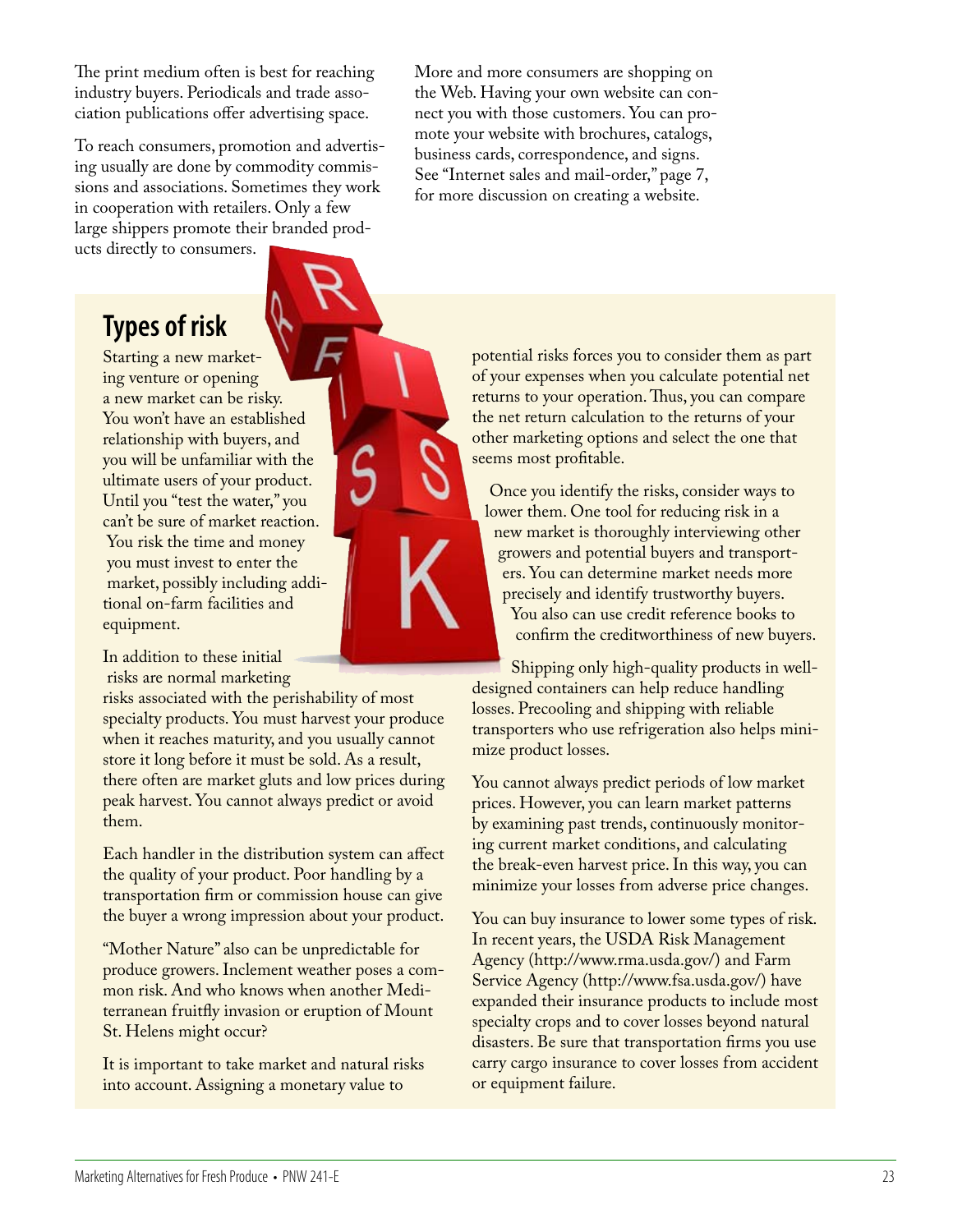The print medium often is best for reaching industry buyers. Periodicals and trade association publications offer advertising space.

To reach consumers, promotion and advertising usually are done by commodity commissions and associations. Sometimes they work in cooperation with retailers. Only a few large shippers promote their branded products directly to consumers.

More and more consumers are shopping on the Web. Having your own website can connect you with those customers. You can promote your website with brochures, catalogs, business cards, correspondence, and signs. See "Internet sales and mail-order," page 7, for more discussion on creating a website.

## Types of risk

Starting a new marketing venture or opening a new market can be risky. You won't have an established relationship with buyers, and you will be unfamiliar with the ultimate users of your product. Until you "test the water," you can't be sure of market reaction. You risk the time and money you must invest to enter the market, possibly including additional on-farm facilities and equipment.

In addition to these initial risks are normal marketing risks associated with the perishability of most specialty products. You must harvest your produce when it reaches maturity, and you usually cannot store it long before it must be sold. As a result, there often are market gluts and low prices during peak harvest. You cannot always predict or avoid them.

Each handler in the distribution system can affect the quality of your product. Poor handling by a transportation firm or commission house can give the buyer a wrong impression about your product.

"Mother Nature" also can be unpredictable for produce growers. Inclement weather poses a common risk. And who knows when another Mediterranean fruitfly invasion or eruption of Mount St. Helens might occur?

It is important to take market and natural risks into account. Assigning a monetary value to potential risks forces you to consider them as part of your expenses when you calculate potential net returns to your operation. Thus, you can compare the net return calculation to the returns of your other marketing options and select the one that seems most profitable.

Once you identify the risks, consider ways to lower them. One tool for reducing risk in a new market is thoroughly interviewing other growers and potential buyers and transporters. You can determine market needs more precisely and identify trustworthy buyers. You also can use credit reference books to confirm the creditworthiness of new buyers.

Shipping only high-quality products in well-designed containers can help reduce handling losses. Precooling and shipping with reliable transporters who use refrigeration also helps minimize product losses.

You cannot always predict periods of low market prices. However, you can learn market patterns by examining past trends, continuously monitoring current market conditions, and calculating the break-even harvest price. In this way, you can minimize your losses from adverse price changes.

You can buy insurance to lower some types of risk. In recent years, the USDA Risk Management Agency (http://www.rma.usda.gov/) and Farm Service Agency (http://www.fsa.usda.gov/) have expanded their insurance products to include most specialty crops and to cover losses beyond natural disasters. Be sure that transportation firms you use carry cargo insurance to cover losses from accident or equipment failure.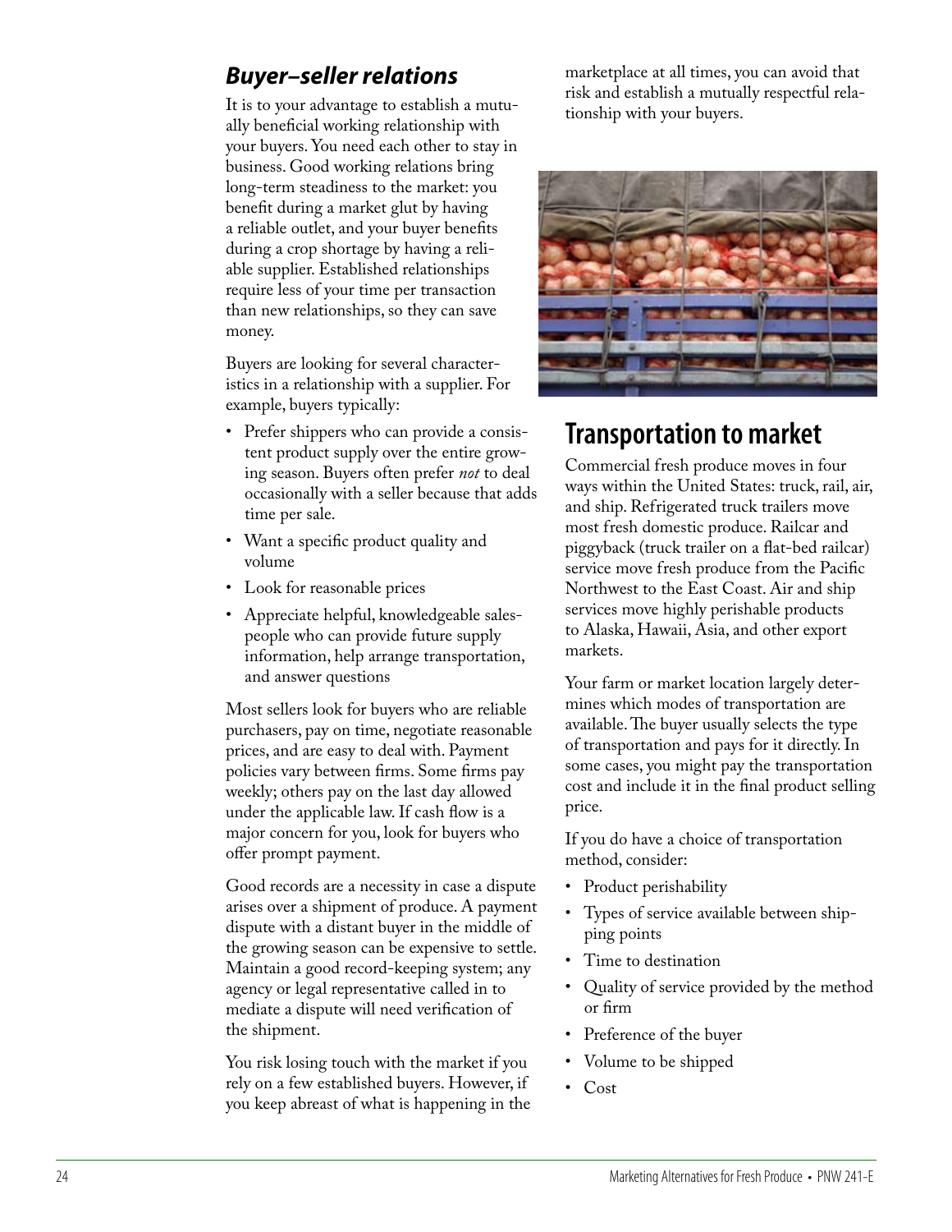### *Buyer–seller relations*

It is to your advantage to establish a mutually beneficial working relationship with your buyers. You need each other to stay in business. Good working relations bring long-term steadiness to the market: you benefit during a market glut by having a reliable outlet, and your buyer benefits during a crop shortage by having a reliable supplier. Established relationships require less of your time per transaction than new relationships, so they can save money.

Buyers are looking for several characteristics in a relationship with a supplier. For example, buyers typically:

- Prefer shippers who can provide a consistent product supply over the entire growing season. Buyers often prefer *not* to deal occasionally with a seller because that adds time per sale.
- Want a specific product quality and volume
- Look for reasonable prices
- Appreciate helpful, knowledgeable salespeople who can provide future supply information, help arrange transportation, and answer questions

Most sellers look for buyers who are reliable purchasers, pay on time, negotiate reasonable prices, and are easy to deal with. Payment policies vary between firms. Some firms pay weekly; others pay on the last day allowed under the applicable law. If cash flow is a major concern for you, look for buyers who offer prompt payment.

Good records are a necessity in case a dispute arises over a shipment of produce. A payment dispute with a distant buyer in the middle of the growing season can be expensive to settle. Maintain a good record-keeping system; any agency or legal representative called in to mediate a dispute will need verification of the shipment.

You risk losing touch with the market if you rely on a few established buyers. However, if you keep abreast of what is happening in the marketplace at all times, you can avoid that risk and establish a mutually respectful relationship with your buyers.

## Transportation to market

Commercial fresh produce moves in four ways within the United States: truck, rail, air, and ship. Refrigerated truck trailers move most fresh domestic produce. Railcar and piggyback (truck trailer on a flat-bed railcar) service move fresh produce from the Pacific Northwest to the East Coast. Air and ship services move highly perishable products to Alaska, Hawaii, Asia, and other export markets.

Your farm or market location largely determines which modes of transportation are available. The buyer usually selects the type of transportation and pays for it directly. In some cases, you might pay the transportation cost and include it in the final product selling price.

If you do have a choice of transportation method, consider:

- Product perishability
- Types of service available between shipping points
- Time to destination
- Quality of service provided by the method or firm
- Preference of the buyer
- Volume to be shipped
- Cost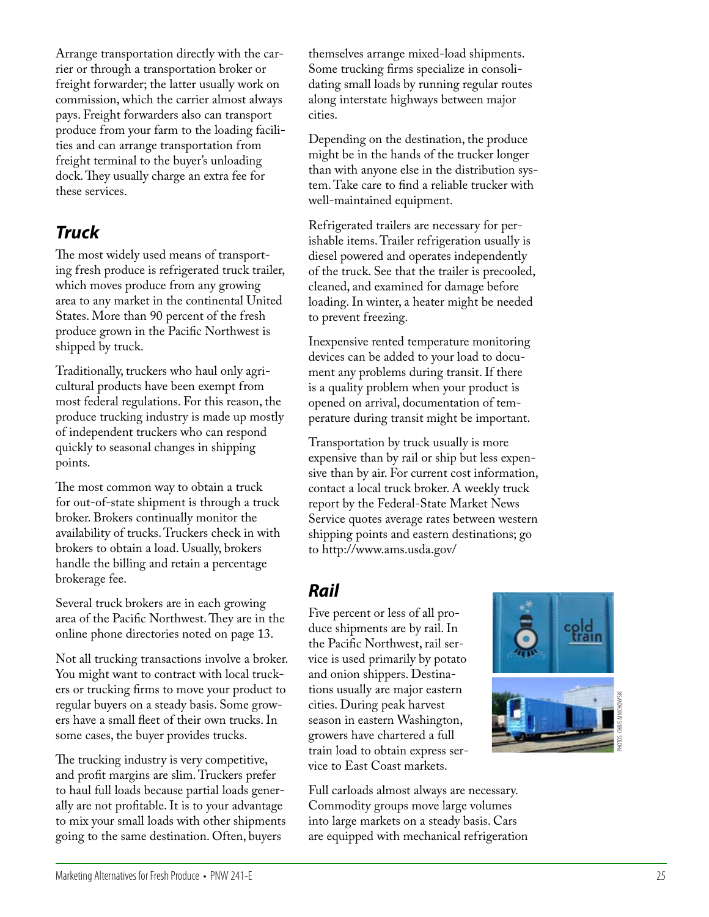Arrange transportation directly with the carrier or through a transportation broker or freight forwarder; the latter usually work on commission, which the carrier almost always pays. Freight forwarders also can transport produce from your farm to the loading facilities and can arrange transportation from freight terminal to the buyer's unloading dock. They usually charge an extra fee for these services.

## *Truck*

The most widely used means of transporting fresh produce is refrigerated truck trailer, which moves produce from any growing area to any market in the continental United States. More than 90 percent of the fresh produce grown in the Pacific Northwest is shipped by truck.

Traditionally, truckers who haul only agricultural products have been exempt from most federal regulations. For this reason, the produce trucking industry is made up mostly of independent truckers who can respond quickly to seasonal changes in shipping points.

The most common way to obtain a truck for out-of-state shipment is through a truck broker. Brokers continually monitor the availability of trucks. Truckers check in with brokers to obtain a load. Usually, brokers handle the billing and retain a percentage brokerage fee.

Several truck brokers are in each growing area of the Pacific Northwest. They are in the online phone directories noted on page 13.

Not all trucking transactions involve a broker. You might want to contract with local truckers or trucking firms to move your product to regular buyers on a steady basis. Some growers have a small fleet of their own trucks. In some cases, the buyer provides trucks.

The trucking industry is very competitive, and profit margins are slim. Truckers prefer to haul full loads because partial loads generally are not profitable. It is to your advantage to mix your small loads with other shipments going to the same destination. Often, buyers themselves arrange mixed-load shipments. Some trucking firms specialize in consolidating small loads by running regular routes along interstate highways between major cities.

Depending on the destination, the produce might be in the hands of the trucker longer than with anyone else in the distribution system. Take care to find a reliable trucker with well-maintained equipment.

Refrigerated trailers are necessary for perishable items. Trailer refrigeration usually is diesel powered and operates independently of the truck. See that the trailer is precooled, cleaned, and examined for damage before loading. In winter, a heater might be needed to prevent freezing.

Inexpensive rented temperature monitoring devices can be added to your load to document any problems during transit. If there is a quality problem when your product is opened on arrival, documentation of temperature during transit might be important.

Transportation by truck usually is more expensive than by rail or ship but less expensive than by air. For current cost information, contact a local truck broker. A weekly truck report by the Federal-State Market News Service quotes average rates between western shipping points and eastern destinations; go to http://www.ams.usda.gov/

## *Rail*

Five percent or less of all produce shipments are by rail. In the Pacific Northwest, rail service is used primarily by potato and onion shippers. Destinations usually are major eastern cities. During peak harvest season in eastern Washington, growers have chartered a full train load to obtain express service to East Coast markets.

PHOTOS: CHRIS MINCHOWSKI

Full carloads almost always are necessary. Commodity groups move large volumes into large markets on a steady basis. Cars are equipped with mechanical refrigeration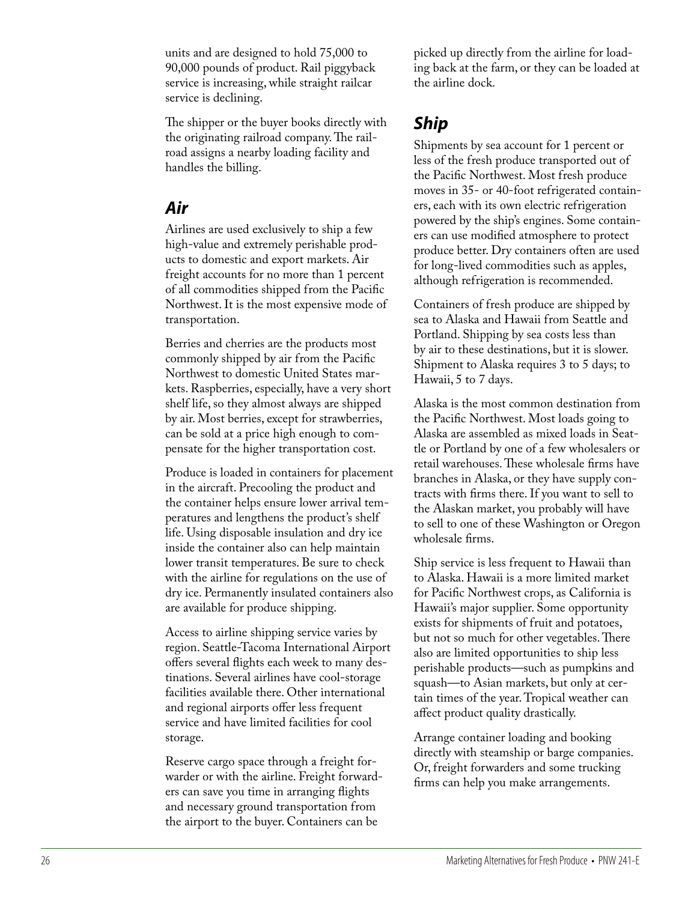units and are designed to hold 75,000 to 90,000 pounds of product. Rail piggyback service is increasing, while straight railcar service is declining.

The shipper or the buyer books directly with the originating railroad company. The railroad assigns a nearby loading facility and handles the billing.

## *Air*

Airlines are used exclusively to ship a few high-value and extremely perishable products to domestic and export markets. Air freight accounts for no more than 1 percent of all commodities shipped from the Pacific Northwest. It is the most expensive mode of transportation.

Berries and cherries are the products most commonly shipped by air from the Pacific Northwest to domestic United States markets. Raspberries, especially, have a very short shelf life, so they almost always are shipped by air. Most berries, except for strawberries, can be sold at a price high enough to compensate for the higher transportation cost.

Produce is loaded in containers for placement in the aircraft. Precooling the product and the container helps ensure lower arrival temperatures and lengthens the product's shelf life. Using disposable insulation and dry ice inside the container also can help maintain lower transit temperatures. Be sure to check with the airline for regulations on the use of dry ice. Permanently insulated containers also are available for produce shipping.

Access to airline shipping service varies by region. Seattle-Tacoma International Airport offers several flights each week to many destinations. Several airlines have cool-storage facilities available there. Other international and regional airports offer less frequent service and have limited facilities for cool storage.

Reserve cargo space through a freight forwarder or with the airline. Freight forwarders can save you time in arranging flights and necessary ground transportation from the airport to the buyer. Containers can be picked up directly from the airline for loading back at the farm, or they can be loaded at the airline dock.

## *Ship*

Shipments by sea account for 1 percent or less of the fresh produce transported out of the Pacific Northwest. Most fresh produce moves in 35- or 40-foot refrigerated containers, each with its own electric refrigeration powered by the ship's engines. Some containers can use modified atmosphere to protect produce better. Dry containers often are used for long-lived commodities such as apples, although refrigeration is recommended.

Containers of fresh produce are shipped by sea to Alaska and Hawaii from Seattle and Portland. Shipping by sea costs less than by air to these destinations, but it is slower. Shipment to Alaska requires 3 to 5 days; to Hawaii, 5 to 7 days.

Alaska is the most common destination from the Pacific Northwest. Most loads going to Alaska are assembled as mixed loads in Seattle or Portland by one of a few wholesalers or retail warehouses. These wholesale firms have branches in Alaska, or they have supply contracts with firms there. If you want to sell to the Alaskan market, you probably will have to sell to one of these Washington or Oregon wholesale firms.

Ship service is less frequent to Hawaii than to Alaska. Hawaii is a more limited market for Pacific Northwest crops, as California is Hawaii's major supplier. Some opportunity exists for shipments of fruit and potatoes, but not so much for other vegetables. There also are limited opportunities to ship less perishable products—such as pumpkins and squash—to Asian markets, but only at certain times of the year. Tropical weather can affect product quality drastically.

Arrange container loading and booking directly with steamship or barge companies. Or, freight forwarders and some trucking firms can help you make arrangements.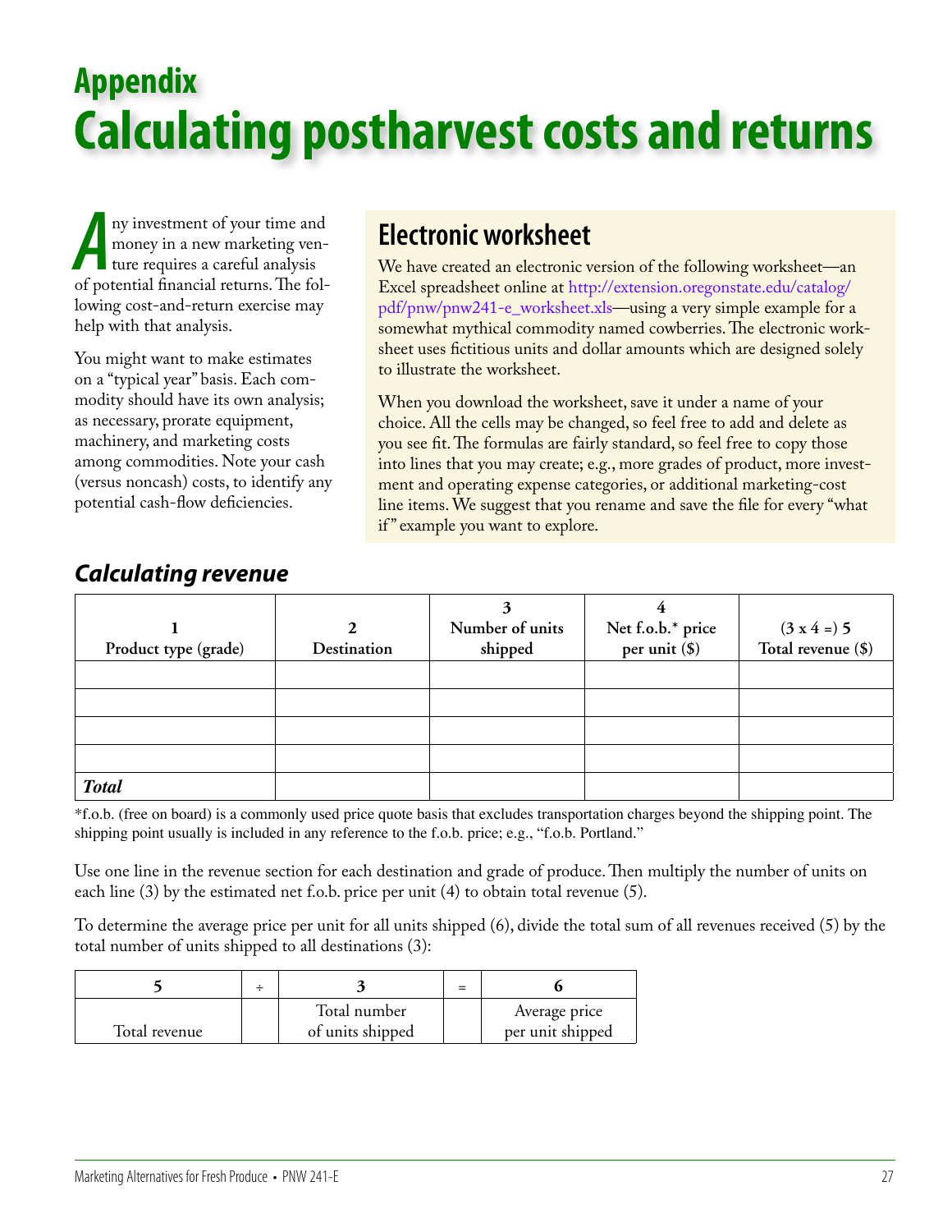# Appendix
# Calculating postharvest costs and returns

Any investment of your time and money in a new marketing venture requires a careful analysis of potential financial returns. The following cost-and-return exercise may help with that analysis.

You might want to make estimates on a "typical year" basis. Each commodity should have its own analysis; as necessary, prorate equipment, machinery, and marketing costs among commodities. Note your cash (versus noncash) costs, to identify any potential cash-flow deficiencies.

## Electronic worksheet

We have created an electronic version of the following worksheet—an Excel spreadsheet online at http://extension.oregonstate.edu/catalog/pdf/pnw/pnw241-e_worksheet.xls—using a very simple example for a somewhat mythical commodity named cowberries. The electronic worksheet uses fictitious units and dollar amounts which are designed solely to illustrate the worksheet.

When you download the worksheet, save it under a name of your choice. All the cells may be changed, so feel free to add and delete as you see fit. The formulas are fairly standard, so feel free to copy those into lines that you may create; e.g., more grades of product, more investment and operating expense categories, or additional marketing-cost line items. We suggest that you rename and save the file for every "what if" example you want to explore.

### *Calculating revenue*

| 1<br>Product type (grade) | 2<br>Destination | 3<br>Number of units shipped | 4<br>Net f.o.b.* price per unit ($) | (3 x 4 =) 5<br>Total revenue ($) |
|---|---|---|---|---|
| | | | | |
| | | | | |
| | | | | |
| | | | | |
| ***Total*** | | | | |

*f.o.b. (free on board) is a commonly used price quote basis that excludes transportation charges beyond the shipping point. The shipping point usually is included in any reference to the f.o.b. price; e.g., "f.o.b. Portland."

Use one line in the revenue section for each destination and grade of produce. Then multiply the number of units on each line (3) by the estimated net f.o.b. price per unit (4) to obtain total revenue (5).

To determine the average price per unit for all units shipped (6), divide the total sum of all revenues received (5) by the total number of units shipped to all destinations (3):

| 5 | ÷ | 3 | = | 6 |
|---|---|---|---|---|
| Total revenue | | Total number of units shipped | | Average price per unit shipped |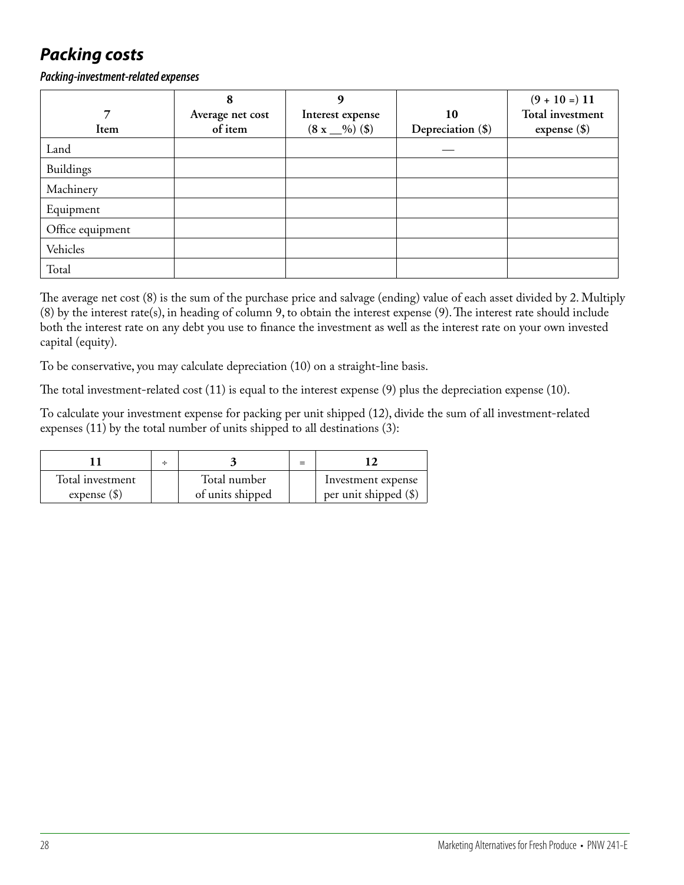## *Packing costs*

***Packing-investment-related expenses***

| 7<br>Item | 8<br>Average net cost of item | 9<br>Interest expense (8 x __%) ($) | 10<br>Depreciation ($) | (9 + 10 =) 11<br>Total investment expense ($) |
|---|---|---|---|---|
| Land | | | — | |
| Buildings | | | | |
| Machinery | | | | |
| Equipment | | | | |
| Office equipment | | | | |
| Vehicles | | | | |
| Total | | | | |

The average net cost (8) is the sum of the purchase price and salvage (ending) value of each asset divided by 2. Multiply (8) by the interest rate(s), in heading of column 9, to obtain the interest expense (9). The interest rate should include both the interest rate on any debt you use to finance the investment as well as the interest rate on your own invested capital (equity).

To be conservative, you may calculate depreciation (10) on a straight-line basis.

The total investment-related cost (11) is equal to the interest expense (9) plus the depreciation expense (10).

To calculate your investment expense for packing per unit shipped (12), divide the sum of all investment-related expenses (11) by the total number of units shipped to all destinations (3):

| 11 | ÷ | 3 | = | 12 |
|---|---|---|---|---|
| Total investment expense ($) | | Total number of units shipped | | Investment expense per unit shipped ($) |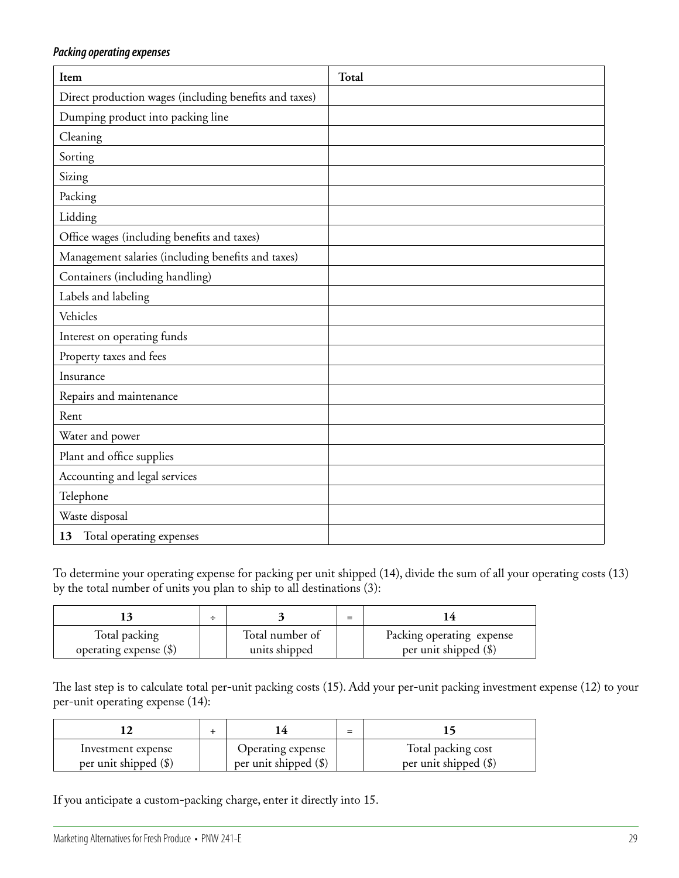*Packing operating expenses*

| Item | Total |
|---|---|
| Direct production wages (including benefits and taxes) | |
| Dumping product into packing line | |
| Cleaning | |
| Sorting | |
| Sizing | |
| Packing | |
| Lidding | |
| Office wages (including benefits and taxes) | |
| Management salaries (including benefits and taxes) | |
| Containers (including handling) | |
| Labels and labeling | |
| Vehicles | |
| Interest on operating funds | |
| Property taxes and fees | |
| Insurance | |
| Repairs and maintenance | |
| Rent | |
| Water and power | |
| Plant and office supplies | |
| Accounting and legal services | |
| Telephone | |
| Waste disposal | |
| **13** Total operating expenses | |

To determine your operating expense for packing per unit shipped (14), divide the sum of all your operating costs (13) by the total number of units you plan to ship to all destinations (3):

| **13** | ÷ | **3** | = | **14** |
|---|---|---|---|---|
| Total packing operating expense ($) | | Total number of units shipped | | Packing operating expense per unit shipped ($) |

The last step is to calculate total per-unit packing costs (15). Add your per-unit packing investment expense (12) to your per-unit operating expense (14):

| **12** | + | **14** | = | **15** |
|---|---|---|---|---|
| Investment expense per unit shipped ($) | | Operating expense per unit shipped ($) | | Total packing cost per unit shipped ($) |

If you anticipate a custom-packing charge, enter it directly into 15.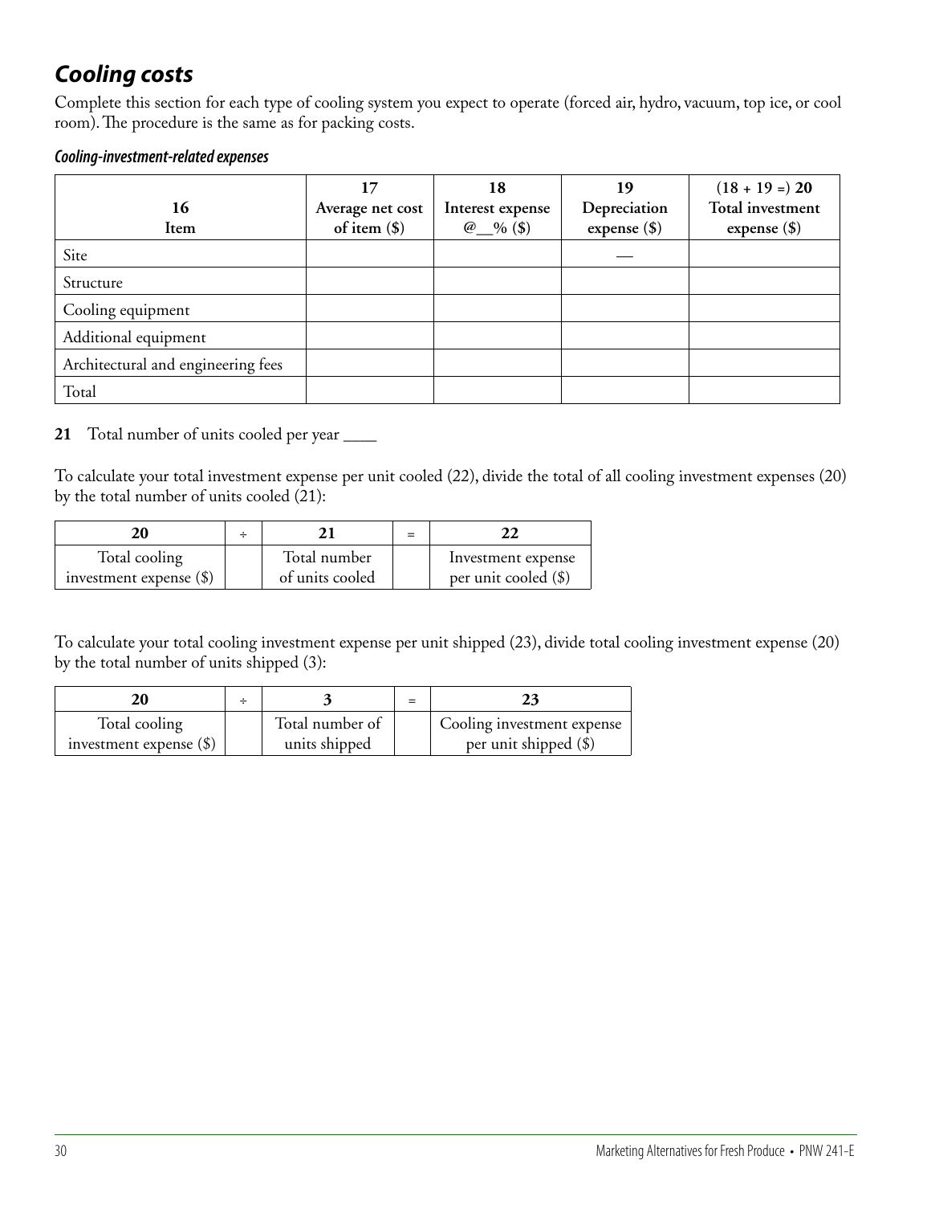## *Cooling costs*

Complete this section for each type of cooling system you expect to operate (forced air, hydro, vacuum, top ice, or cool room). The procedure is the same as for packing costs.

### *Cooling-investment-related expenses*

| 16<br>Item | 17<br>Average net cost of item ($) | 18<br>Interest expense @__% ($) | 19<br>Depreciation expense ($) | (18 + 19 =) 20<br>Total investment expense ($) |
|---|---|---|---|---|
| Site | | | — | |
| Structure | | | | |
| Cooling equipment | | | | |
| Additional equipment | | | | |
| Architectural and engineering fees | | | | |
| Total | | | | |

**21** Total number of units cooled per year ____

To calculate your total investment expense per unit cooled (22), divide the total of all cooling investment expenses (20) by the total number of units cooled (21):

| 20 | ÷ | 21 | = | 22 |
|---|---|---|---|---|
| Total cooling investment expense ($) | | Total number of units cooled | | Investment expense per unit cooled ($) |

To calculate your total cooling investment expense per unit shipped (23), divide total cooling investment expense (20) by the total number of units shipped (3):

| 20 | ÷ | 3 | = | 23 |
|---|---|---|---|---|
| Total cooling investment expense ($) | | Total number of units shipped | | Cooling investment expense per unit shipped ($) |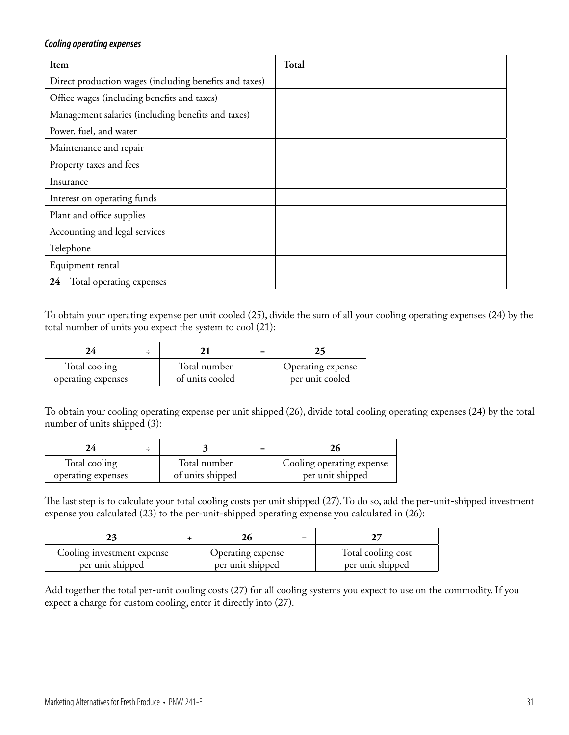*Cooling operating expenses*

| Item | Total |
|---|---|
| Direct production wages (including benefits and taxes) | |
| Office wages (including benefits and taxes) | |
| Management salaries (including benefits and taxes) | |
| Power, fuel, and water | |
| Maintenance and repair | |
| Property taxes and fees | |
| Insurance | |
| Interest on operating funds | |
| Plant and office supplies | |
| Accounting and legal services | |
| Telephone | |
| Equipment rental | |
| **24** Total operating expenses | |

To obtain your operating expense per unit cooled (25), divide the sum of all your cooling operating expenses (24) by the total number of units you expect the system to cool (21):

| 24 | ÷ | 21 | = | 25 |
|---|---|---|---|---|
| Total cooling operating expenses | | Total number of units cooled | | Operating expense per unit cooled |

To obtain your cooling operating expense per unit shipped (26), divide total cooling operating expenses (24) by the total number of units shipped (3):

| 24 | ÷ | 3 | = | 26 |
|---|---|---|---|---|
| Total cooling operating expenses | | Total number of units shipped | | Cooling operating expense per unit shipped |

The last step is to calculate your total cooling costs per unit shipped (27). To do so, add the per-unit-shipped investment expense you calculated (23) to the per-unit-shipped operating expense you calculated in (26):

| 23 | + | 26 | = | 27 |
|---|---|---|---|---|
| Cooling investment expense per unit shipped | | Operating expense per unit shipped | | Total cooling cost per unit shipped |

Add together the total per-unit cooling costs (27) for all cooling systems you expect to use on the commodity. If you expect a charge for custom cooling, enter it directly into (27).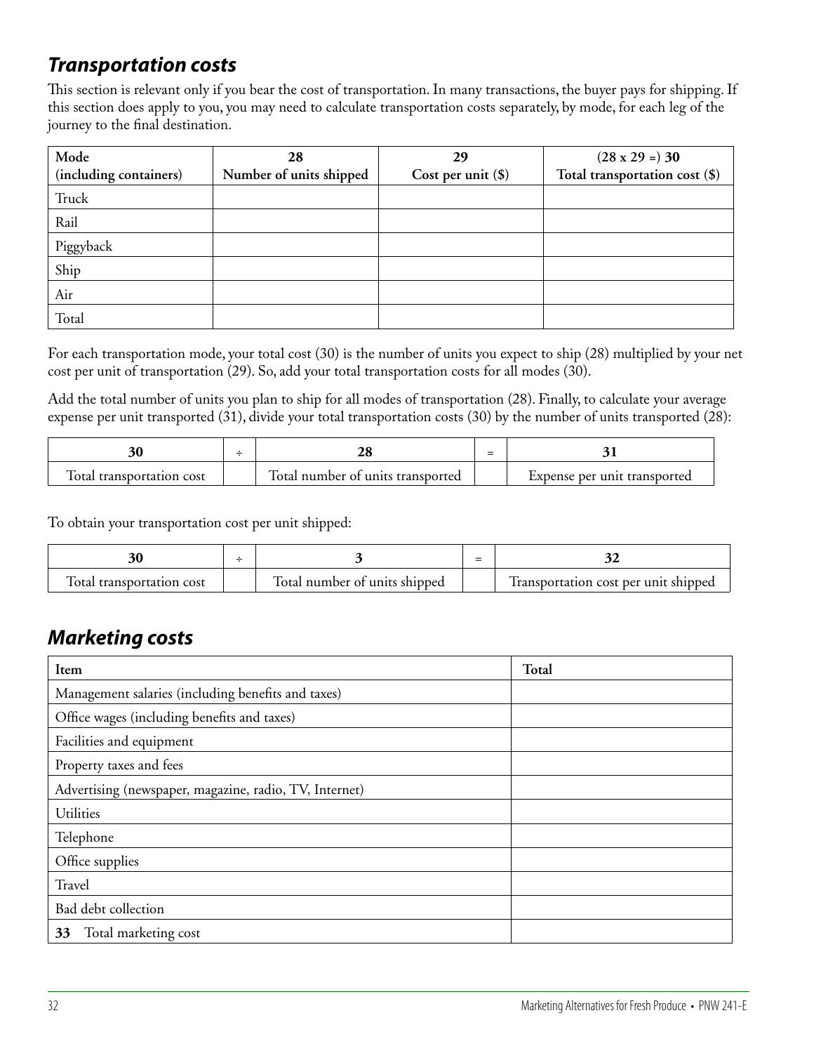## *Transportation costs*

This section is relevant only if you bear the cost of transportation. In many transactions, the buyer pays for shipping. If this section does apply to you, you may need to calculate transportation costs separately, by mode, for each leg of the journey to the final destination.

| Mode (including containers) | 28 Number of units shipped | 29 Cost per unit ($) | (28 x 29 =) 30 Total transportation cost ($) |
|---|---|---|---|
| Truck | | | |
| Rail | | | |
| Piggyback | | | |
| Ship | | | |
| Air | | | |
| Total | | | |

For each transportation mode, your total cost (30) is the number of units you expect to ship (28) multiplied by your net cost per unit of transportation (29). So, add your total transportation costs for all modes (30).

Add the total number of units you plan to ship for all modes of transportation (28). Finally, to calculate your average expense per unit transported (31), divide your total transportation costs (30) by the number of units transported (28):

| 30 | ÷ | 28 | = | 31 |
|---|---|---|---|---|
| Total transportation cost | | Total number of units transported | | Expense per unit transported |

To obtain your transportation cost per unit shipped:

| 30 | ÷ | 3 | = | 32 |
|---|---|---|---|---|
| Total transportation cost | | Total number of units shipped | | Transportation cost per unit shipped |

## *Marketing costs*

| Item | Total |
|---|---|
| Management salaries (including benefits and taxes) | |
| Office wages (including benefits and taxes) | |
| Facilities and equipment | |
| Property taxes and fees | |
| Advertising (newspaper, magazine, radio, TV, Internet) | |
| Utilities | |
| Telephone | |
| Office supplies | |
| Travel | |
| Bad debt collection | |
| **33** Total marketing cost | |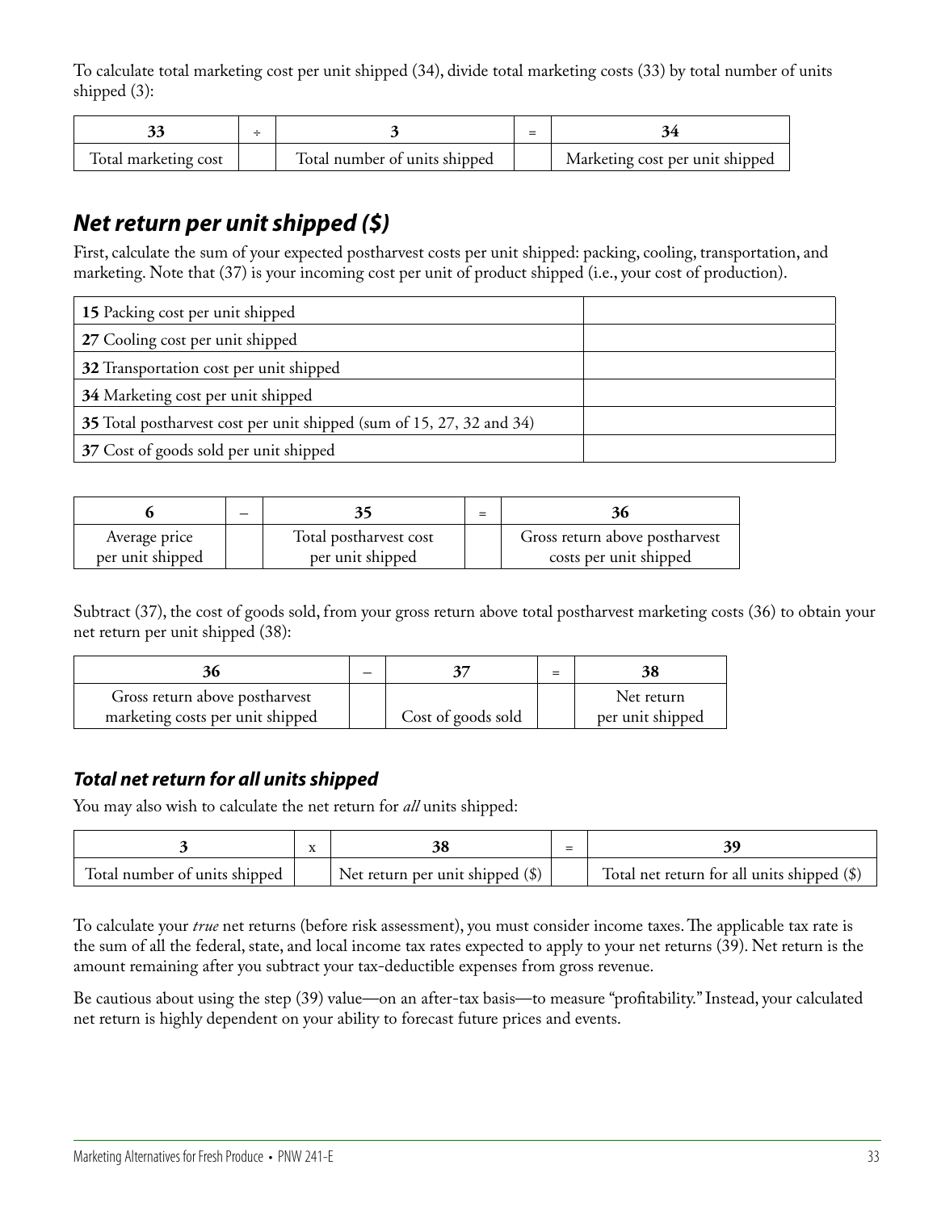To calculate total marketing cost per unit shipped (34), divide total marketing costs (33) by total number of units shipped (3):

| 33 | ÷ | 3 | = | 34 |
|---|---|---|---|---|
| Total marketing cost | | Total number of units shipped | | Marketing cost per unit shipped |

## *Net return per unit shipped ($)*

First, calculate the sum of your expected postharvest costs per unit shipped: packing, cooling, transportation, and marketing. Note that (37) is your incoming cost per unit of product shipped (i.e., your cost of production).

| | |
|---|---|
| **15** Packing cost per unit shipped | |
| **27** Cooling cost per unit shipped | |
| **32** Transportation cost per unit shipped | |
| **34** Marketing cost per unit shipped | |
| **35** Total postharvest cost per unit shipped (sum of 15, 27, 32 and 34) | |
| **37** Cost of goods sold per unit shipped | |

| 6 | – | 35 | = | 36 |
|---|---|---|---|---|
| Average price per unit shipped | | Total postharvest cost per unit shipped | | Gross return above postharvest costs per unit shipped |

Subtract (37), the cost of goods sold, from your gross return above total postharvest marketing costs (36) to obtain your net return per unit shipped (38):

| 36 | – | 37 | = | 38 |
|---|---|---|---|---|
| Gross return above postharvest marketing costs per unit shipped | | Cost of goods sold | | Net return per unit shipped |

### *Total net return for all units shipped*

You may also wish to calculate the net return for *all* units shipped:

| 3 | x | 38 | = | 39 |
|---|---|---|---|---|
| Total number of units shipped | | Net return per unit shipped ($) | | Total net return for all units shipped ($) |

To calculate your *true* net returns (before risk assessment), you must consider income taxes. The applicable tax rate is the sum of all the federal, state, and local income tax rates expected to apply to your net returns (39). Net return is the amount remaining after you subtract your tax-deductible expenses from gross revenue.

Be cautious about using the step (39) value—on an after-tax basis—to measure "profitability." Instead, your calculated net return is highly dependent on your ability to forecast future prices and events.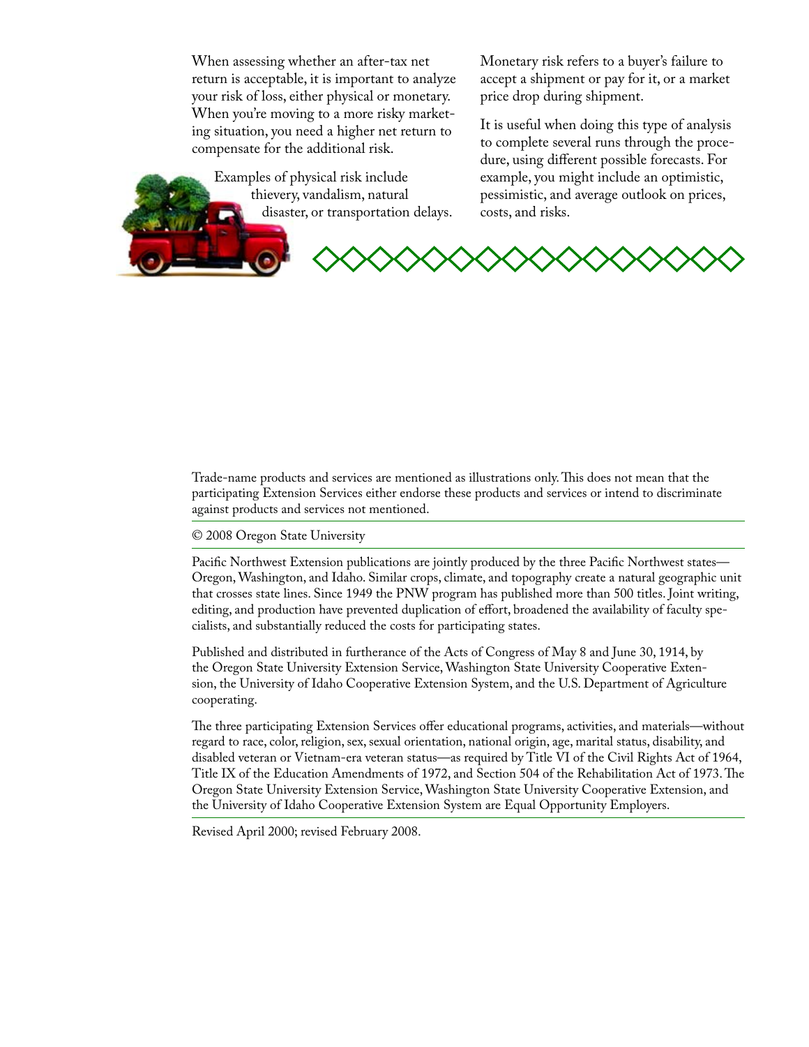When assessing whether an after-tax net return is acceptable, it is important to analyze your risk of loss, either physical or monetary. When you're moving to a more risky marketing situation, you need a higher net return to compensate for the additional risk.

Examples of physical risk include thievery, vandalism, natural disaster, or transportation delays.

Monetary risk refers to a buyer's failure to accept a shipment or pay for it, or a market price drop during shipment.

It is useful when doing this type of analysis to complete several runs through the procedure, using different possible forecasts. For example, you might include an optimistic, pessimistic, and average outlook on prices, costs, and risks.

---

Trade-name products and services are mentioned as illustrations only. This does not mean that the participating Extension Services either endorse these products and services or intend to discriminate against products and services not mentioned.

© 2008 Oregon State University

Pacific Northwest Extension publications are jointly produced by the three Pacific Northwest states—Oregon, Washington, and Idaho. Similar crops, climate, and topography create a natural geographic unit that crosses state lines. Since 1949 the PNW program has published more than 500 titles. Joint writing, editing, and production have prevented duplication of effort, broadened the availability of faculty specialists, and substantially reduced the costs for participating states.

Published and distributed in furtherance of the Acts of Congress of May 8 and June 30, 1914, by the Oregon State University Extension Service, Washington State University Cooperative Extension, the University of Idaho Cooperative Extension System, and the U.S. Department of Agriculture cooperating.

The three participating Extension Services offer educational programs, activities, and materials—without regard to race, color, religion, sex, sexual orientation, national origin, age, marital status, disability, and disabled veteran or Vietnam-era veteran status—as required by Title VI of the Civil Rights Act of 1964, Title IX of the Education Amendments of 1972, and Section 504 of the Rehabilitation Act of 1973. The Oregon State University Extension Service, Washington State University Cooperative Extension, and the University of Idaho Cooperative Extension System are Equal Opportunity Employers.

Revised April 2000; revised February 2008.